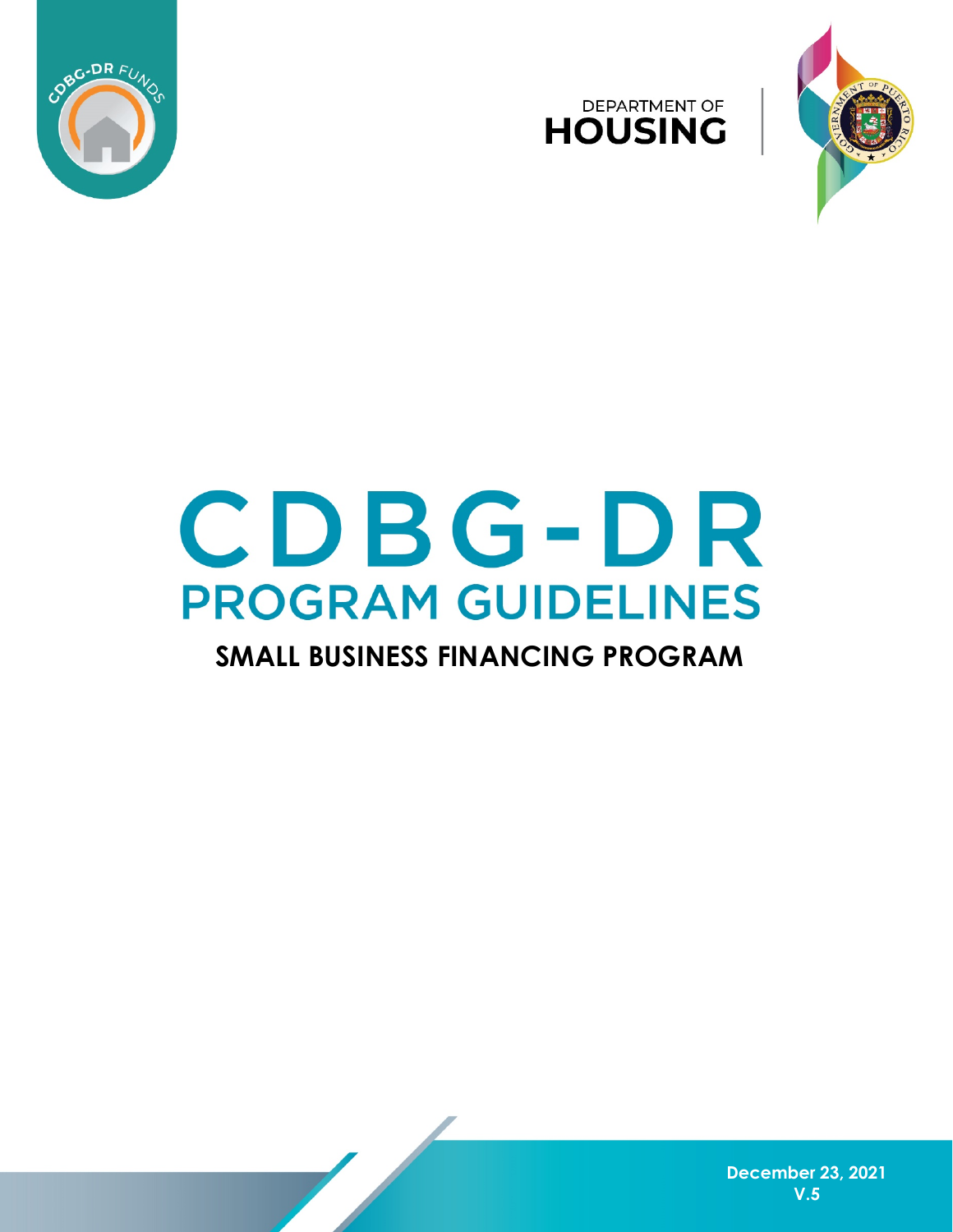CDBG-DR FUNDS

DEPARTMENT OF
**HOUSING**

# CDBG-DR

## PROGRAM GUIDELINES

### SMALL BUSINESS FINANCING PROGRAM

**December 23, 2021**
**V.5**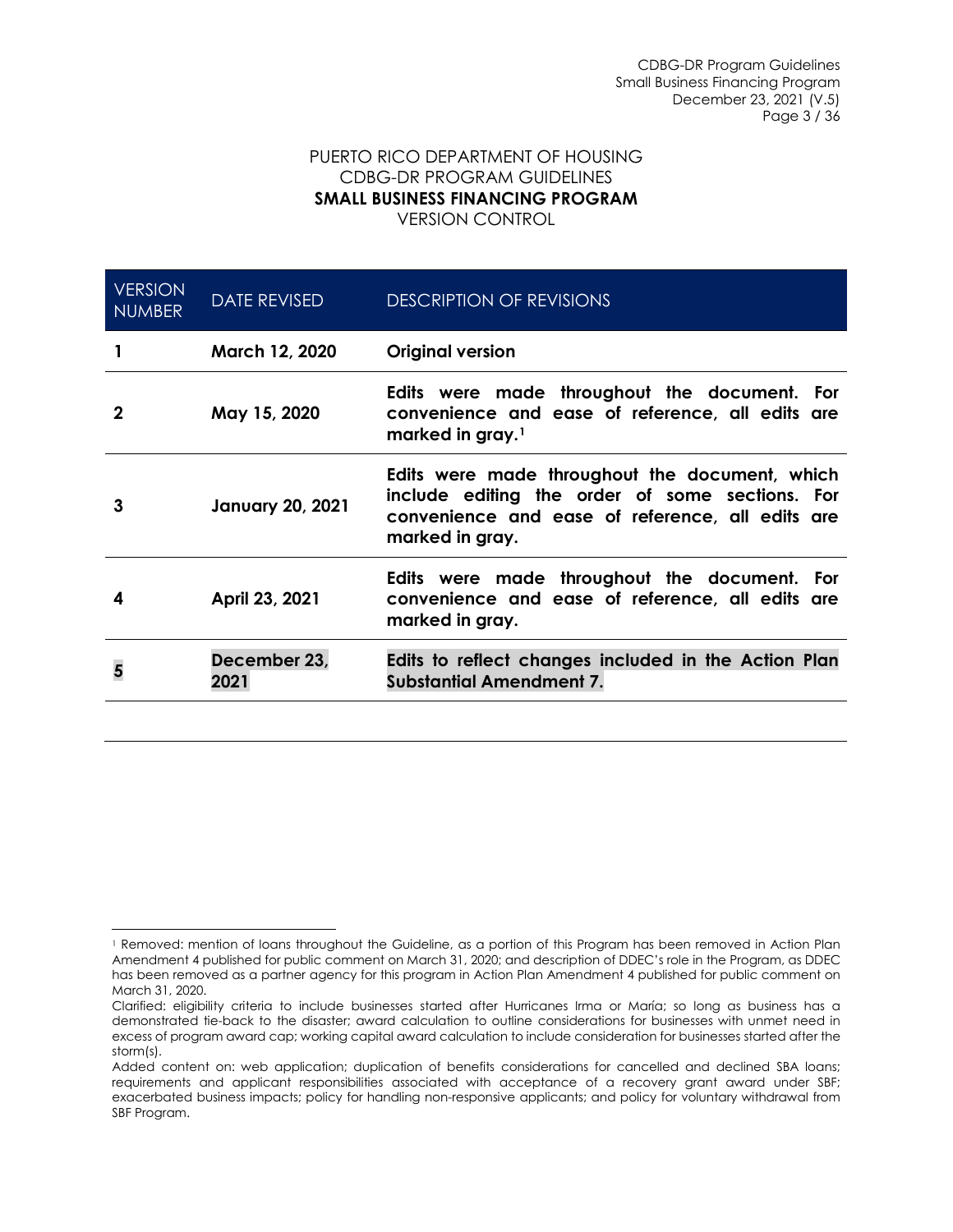PUERTO RICO DEPARTMENT OF HOUSING
CDBG-DR PROGRAM GUIDELINES
**SMALL BUSINESS FINANCING PROGRAM**
VERSION CONTROL

| VERSION NUMBER | DATE REVISED | DESCRIPTION OF REVISIONS |
|---|---|---|
| **1** | **March 12, 2020** | **Original version** |
| **2** | **May 15, 2020** | **Edits were made throughout the document. For convenience and ease of reference, all edits are marked in gray.**[1] |
| **3** | **January 20, 2021** | **Edits were made throughout the document, which include editing the order of some sections. For convenience and ease of reference, all edits are marked in gray.** |
| **4** | **April 23, 2021** | **Edits were made throughout the document. For convenience and ease of reference, all edits are marked in gray.** |
| **5** | **December 23, 2021** | **Edits to reflect changes included in the Action Plan Substantial Amendment 7.** |

[1] Removed: mention of loans throughout the Guideline, as a portion of this Program has been removed in Action Plan Amendment 4 published for public comment on March 31, 2020; and description of DDEC's role in the Program, as DDEC has been removed as a partner agency for this program in Action Plan Amendment 4 published for public comment on March 31, 2020.

Clarified: eligibility criteria to include businesses started after Hurricanes Irma or María; so long as business has a demonstrated tie-back to the disaster; award calculation to outline considerations for businesses with unmet need in excess of program award cap; working capital award calculation to include consideration for businesses started after the storm(s).

Added content on: web application; duplication of benefits considerations for cancelled and declined SBA loans; requirements and applicant responsibilities associated with acceptance of a recovery grant award under SBF; exacerbated business impacts; policy for handling non-responsive applicants; and policy for voluntary withdrawal from SBF Program.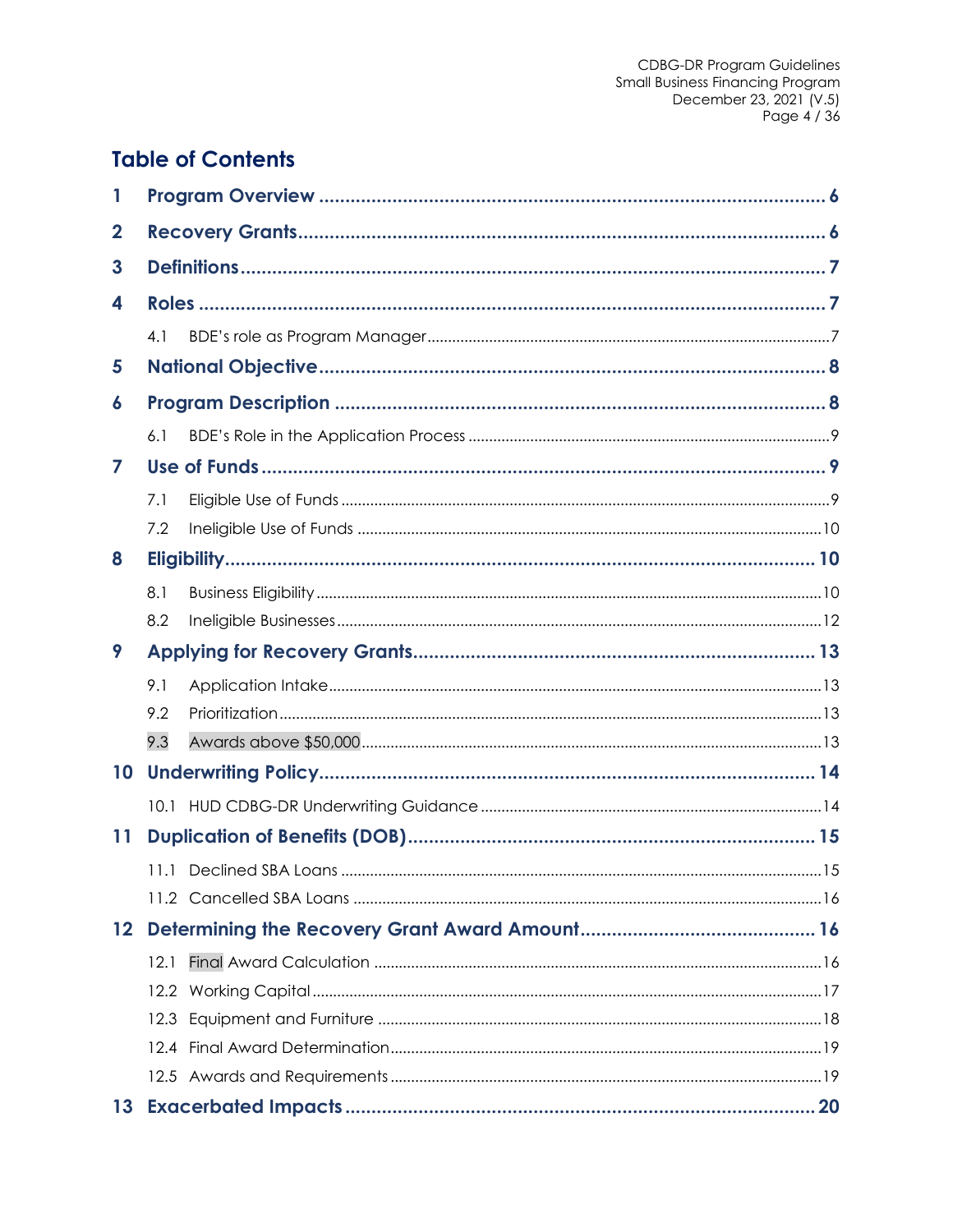## Table of Contents

1 Program Overview ..... 6

2 Recovery Grants ..... 6

3 Definitions ..... 7

4 Roles ..... 7

- 4.1 BDE's role as Program Manager ..... 7

5 National Objective ..... 8

6 Program Description ..... 8

- 6.1 BDE's Role in the Application Process ..... 9

7 Use of Funds ..... 9

- 7.1 Eligible Use of Funds ..... 9
- 7.2 Ineligible Use of Funds ..... 10

8 Eligibility ..... 10

- 8.1 Business Eligibility ..... 10
- 8.2 Ineligible Businesses ..... 12

9 Applying for Recovery Grants ..... 13

- 9.1 Application Intake ..... 13
- 9.2 Prioritization ..... 13
- 9.3 Awards above $50,000 ..... 13

10 Underwriting Policy ..... 14

- 10.1 HUD CDBG-DR Underwriting Guidance ..... 14

11 Duplication of Benefits (DOB) ..... 15

- 11.1 Declined SBA Loans ..... 15
- 11.2 Cancelled SBA Loans ..... 16

12 Determining the Recovery Grant Award Amount ..... 16

- 12.1 Final Award Calculation ..... 16
- 12.2 Working Capital ..... 17
- 12.3 Equipment and Furniture ..... 18
- 12.4 Final Award Determination ..... 19
- 12.5 Awards and Requirements ..... 19

13 Exacerbated Impacts ..... 20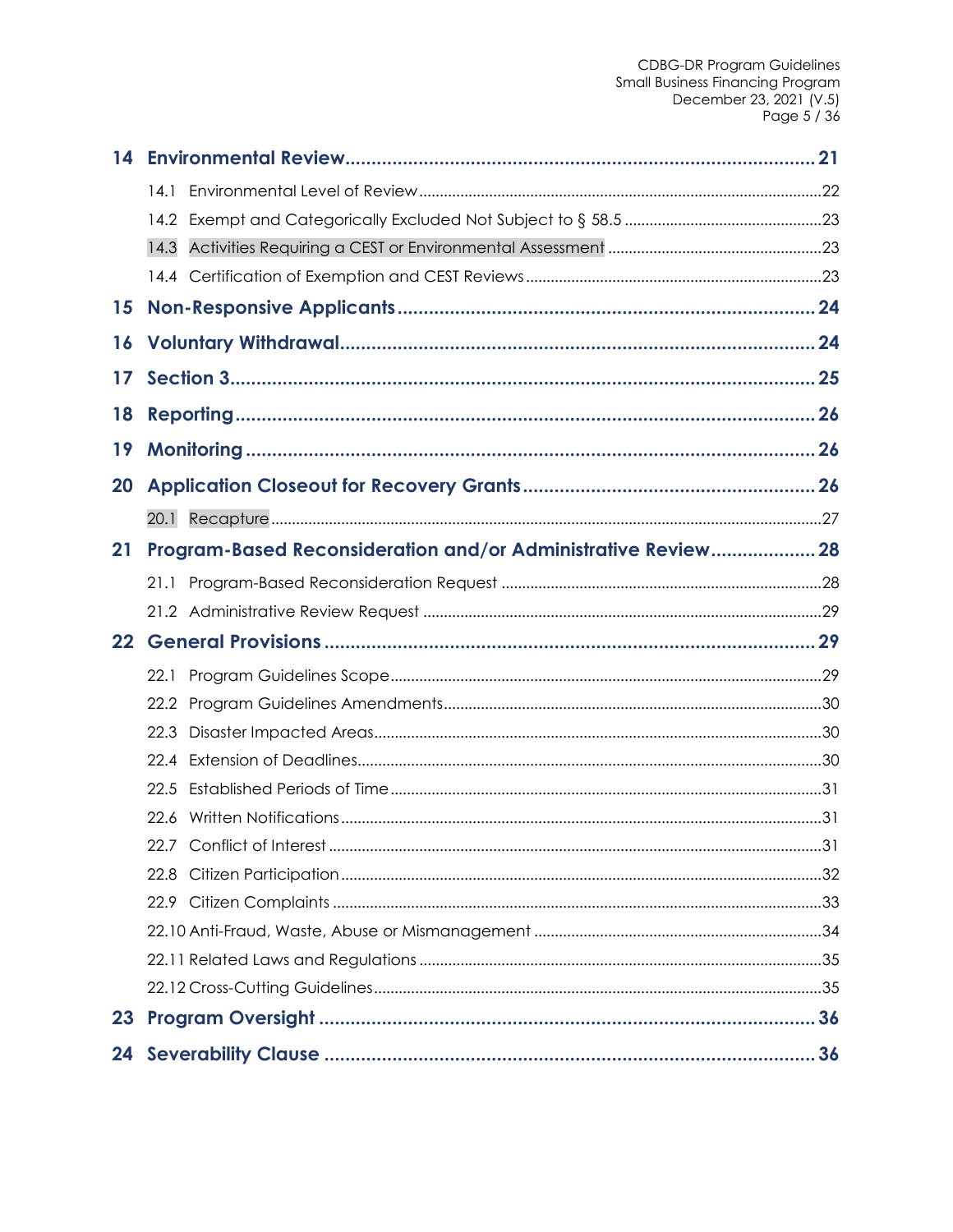**14 Environmental Review** ........ 21

- 14.1 Environmental Level of Review ........ 22
- 14.2 Exempt and Categorically Excluded Not Subject to § 58.5 ........ 23
- 14.3 Activities Requiring a CEST or Environmental Assessment ........ 23
- 14.4 Certification of Exemption and CEST Reviews ........ 23

**15 Non-Responsive Applicants** ........ 24

**16 Voluntary Withdrawal** ........ 24

**17 Section 3** ........ 25

**18 Reporting** ........ 26

**19 Monitoring** ........ 26

**20 Application Closeout for Recovery Grants** ........ 26

- 20.1 Recapture ........ 27

**21 Program-Based Reconsideration and/or Administrative Review** ........ 28

- 21.1 Program-Based Reconsideration Request ........ 28
- 21.2 Administrative Review Request ........ 29

**22 General Provisions** ........ 29

- 22.1 Program Guidelines Scope ........ 29
- 22.2 Program Guidelines Amendments ........ 30
- 22.3 Disaster Impacted Areas ........ 30
- 22.4 Extension of Deadlines ........ 30
- 22.5 Established Periods of Time ........ 31
- 22.6 Written Notifications ........ 31
- 22.7 Conflict of Interest ........ 31
- 22.8 Citizen Participation ........ 32
- 22.9 Citizen Complaints ........ 33
- 22.10 Anti-Fraud, Waste, Abuse or Mismanagement ........ 34
- 22.11 Related Laws and Regulations ........ 35
- 22.12 Cross-Cutting Guidelines ........ 35

**23 Program Oversight** ........ 36

**24 Severability Clause** ........ 36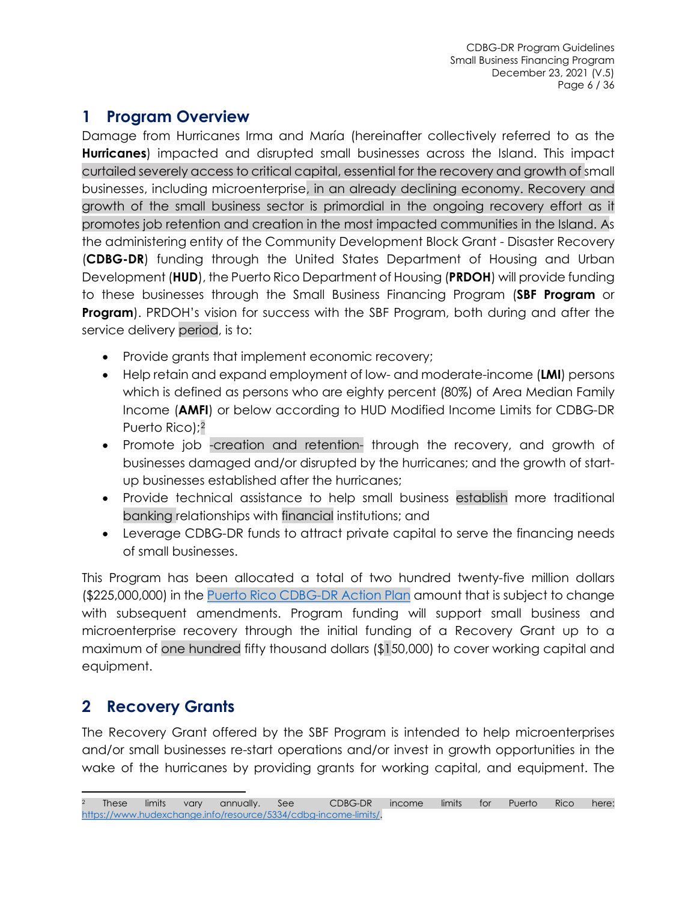# 1 Program Overview

Damage from Hurricanes Irma and María (hereinafter collectively referred to as the **Hurricanes**) impacted and disrupted small businesses across the Island. This impact curtailed severely access to critical capital, essential for the recovery and growth of small businesses, including microenterprise, in an already declining economy. Recovery and growth of the small business sector is primordial in the ongoing recovery effort as it promotes job retention and creation in the most impacted communities in the Island. As the administering entity of the Community Development Block Grant - Disaster Recovery (**CDBG-DR**) funding through the United States Department of Housing and Urban Development (**HUD**), the Puerto Rico Department of Housing (**PRDOH**) will provide funding to these businesses through the Small Business Financing Program (**SBF Program** or **Program**). PRDOH's vision for success with the SBF Program, both during and after the service delivery period, is to:

- Provide grants that implement economic recovery;
- Help retain and expand employment of low- and moderate-income (**LMI**) persons which is defined as persons who are eighty percent (80%) of Area Median Family Income (**AMFI**) or below according to HUD Modified Income Limits for CDBG-DR Puerto Rico);[2]
- Promote job -creation and retention- through the recovery, and growth of businesses damaged and/or disrupted by the hurricanes; and the growth of start-up businesses established after the hurricanes;
- Provide technical assistance to help small business establish more traditional banking relationships with financial institutions; and
- Leverage CDBG-DR funds to attract private capital to serve the financing needs of small businesses.

This Program has been allocated a total of two hundred twenty-five million dollars ($225,000,000) in the Puerto Rico CDBG-DR Action Plan amount that is subject to change with subsequent amendments. Program funding will support small business and microenterprise recovery through the initial funding of a Recovery Grant up to a maximum of one hundred fifty thousand dollars ($150,000) to cover working capital and equipment.

# 2 Recovery Grants

The Recovery Grant offered by the SBF Program is intended to help microenterprises and/or small businesses re-start operations and/or invest in growth opportunities in the wake of the hurricanes by providing grants for working capital, and equipment. The

[2] These limits vary annually. See CDBG-DR income limits for Puerto Rico here: https://www.hudexchange.info/resource/5334/cdbg-income-limits/.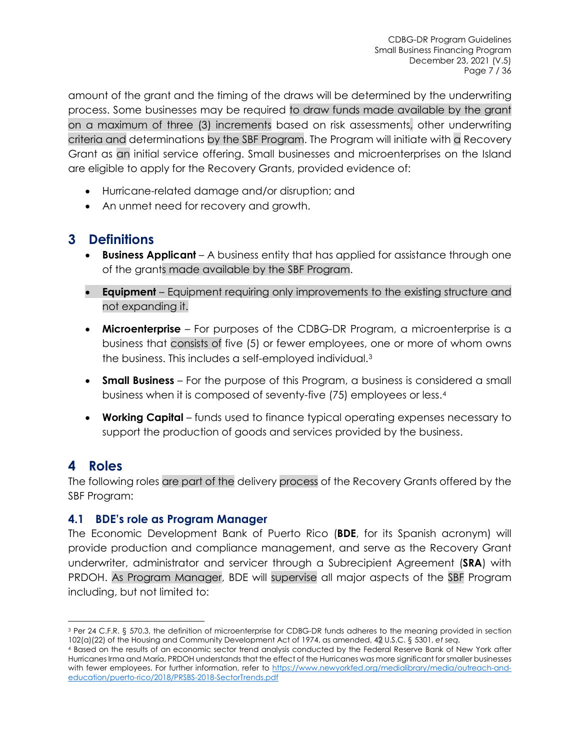amount of the grant and the timing of the draws will be determined by the underwriting process. Some businesses may be required to draw funds made available by the grant on a maximum of three (3) increments based on risk assessments, other underwriting criteria and determinations by the SBF Program. The Program will initiate with a Recovery Grant as an initial service offering. Small businesses and microenterprises on the Island are eligible to apply for the Recovery Grants, provided evidence of:

- Hurricane-related damage and/or disruption; and
- An unmet need for recovery and growth.

# 3 Definitions

- **Business Applicant** – A business entity that has applied for assistance through one of the grants made available by the SBF Program.
- **Equipment** – Equipment requiring only improvements to the existing structure and not expanding it.
- **Microenterprise** – For purposes of the CDBG-DR Program, a microenterprise is a business that consists of five (5) or fewer employees, one or more of whom owns the business. This includes a self-employed individual.[3]
- **Small Business** – For the purpose of this Program, a business is considered a small business when it is composed of seventy-five (75) employees or less.[4]
- **Working Capital** – funds used to finance typical operating expenses necessary to support the production of goods and services provided by the business.

# 4 Roles

The following roles are part of the delivery process of the Recovery Grants offered by the SBF Program:

## 4.1 BDE's role as Program Manager

The Economic Development Bank of Puerto Rico (**BDE**, for its Spanish acronym) will provide production and compliance management, and serve as the Recovery Grant underwriter, administrator and servicer through a Subrecipient Agreement (**SRA**) with PRDOH. As Program Manager, BDE will supervise all major aspects of the SBF Program including, but not limited to:

---

[3] Per 24 C.F.R. § 570.3, the definition of microenterprise for CDBG-DR funds adheres to the meaning provided in section 102(a)(22) of the Housing and Community Development Act of 1974, as amended, 42 U.S.C. § 5301, *et seq.*

[4] Based on the results of an economic sector trend analysis conducted by the Federal Reserve Bank of New York after Hurricanes Irma and María, PRDOH understands that the effect of the Hurricanes was more significant for smaller businesses with fewer employees. For further information, refer to https://www.newyorkfed.org/medialibrary/media/outreach-and-education/puerto-rico/2018/PRSBS-2018-SectorTrends.pdf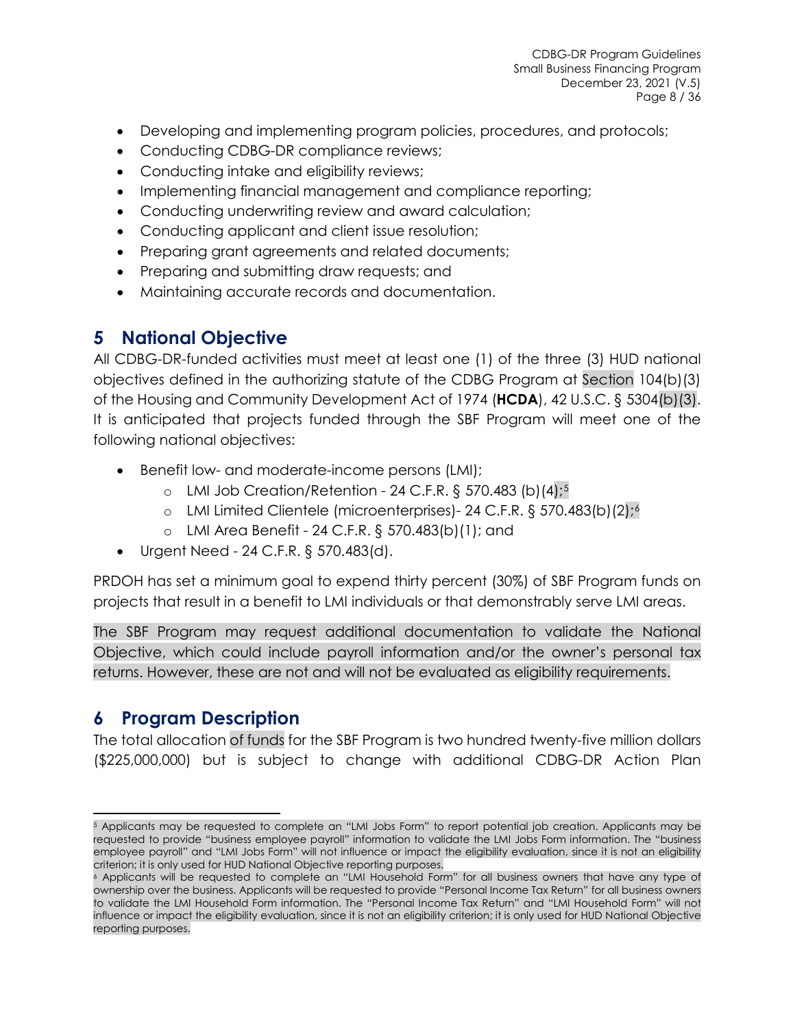- Developing and implementing program policies, procedures, and protocols;
- Conducting CDBG-DR compliance reviews;
- Conducting intake and eligibility reviews;
- Implementing financial management and compliance reporting;
- Conducting underwriting review and award calculation;
- Conducting applicant and client issue resolution;
- Preparing grant agreements and related documents;
- Preparing and submitting draw requests; and
- Maintaining accurate records and documentation.

# 5 National Objective

All CDBG-DR-funded activities must meet at least one (1) of the three (3) HUD national objectives defined in the authorizing statute of the CDBG Program at Section 104(b)(3) of the Housing and Community Development Act of 1974 (**HCDA**), 42 U.S.C. § 5304(b)(3). It is anticipated that projects funded through the SBF Program will meet one of the following national objectives:

- Benefit low- and moderate-income persons (LMI);
  - LMI Job Creation/Retention - 24 C.F.R. § 570.483 (b)(4);[5]
  - LMI Limited Clientele (microenterprises)- 24 C.F.R. § 570.483(b)(2);[6]
  - LMI Area Benefit - 24 C.F.R. § 570.483(b)(1); and
- Urgent Need - 24 C.F.R. § 570.483(d).

PRDOH has set a minimum goal to expend thirty percent (30%) of SBF Program funds on projects that result in a benefit to LMI individuals or that demonstrably serve LMI areas.

The SBF Program may request additional documentation to validate the National Objective, which could include payroll information and/or the owner's personal tax returns. However, these are not and will not be evaluated as eligibility requirements.

# 6 Program Description

The total allocation of funds for the SBF Program is two hundred twenty-five million dollars ($225,000,000) but is subject to change with additional CDBG-DR Action Plan

---

[5] Applicants may be requested to complete an "LMI Jobs Form" to report potential job creation. Applicants may be requested to provide "business employee payroll" information to validate the LMI Jobs Form information. The "business employee payroll" and "LMI Jobs Form" will not influence or impact the eligibility evaluation, since it is not an eligibility criterion; it is only used for HUD National Objective reporting purposes.

[6] Applicants will be requested to complete an "LMI Household Form" for all business owners that have any type of ownership over the business. Applicants will be requested to provide "Personal Income Tax Return" for all business owners to validate the LMI Household Form information. The "Personal Income Tax Return" and "LMI Household Form" will not influence or impact the eligibility evaluation, since it is not an eligibility criterion; it is only used for HUD National Objective reporting purposes.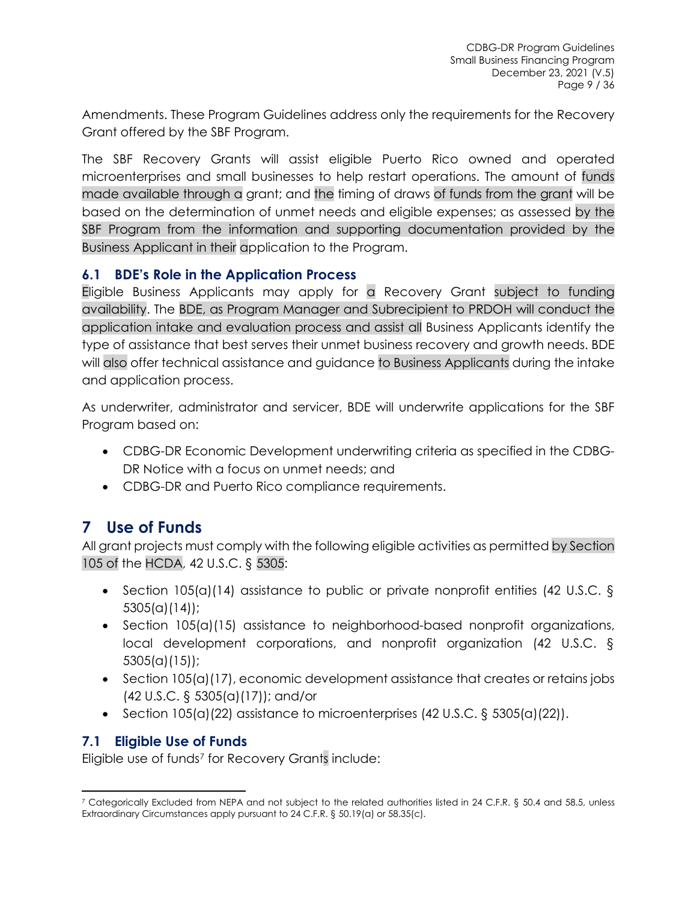Amendments. These Program Guidelines address only the requirements for the Recovery Grant offered by the SBF Program.

The SBF Recovery Grants will assist eligible Puerto Rico owned and operated microenterprises and small businesses to help restart operations. The amount of funds made available through a grant; and the timing of draws of funds from the grant will be based on the determination of unmet needs and eligible expenses; as assessed by the SBF Program from the information and supporting documentation provided by the Business Applicant in their application to the Program.

### 6.1 BDE's Role in the Application Process

Eligible Business Applicants may apply for a Recovery Grant subject to funding availability. The BDE, as Program Manager and Subrecipient to PRDOH will conduct the application intake and evaluation process and assist all Business Applicants identify the type of assistance that best serves their unmet business recovery and growth needs. BDE will also offer technical assistance and guidance to Business Applicants during the intake and application process.

As underwriter, administrator and servicer, BDE will underwrite applications for the SBF Program based on:

- CDBG-DR Economic Development underwriting criteria as specified in the CDBG-DR Notice with a focus on unmet needs; and
- CDBG-DR and Puerto Rico compliance requirements.

## 7 Use of Funds

All grant projects must comply with the following eligible activities as permitted by Section 105 of the HCDA, 42 U.S.C. § 5305:

- Section 105(a)(14) assistance to public or private nonprofit entities (42 U.S.C. § 5305(a)(14));
- Section 105(a)(15) assistance to neighborhood-based nonprofit organizations, local development corporations, and nonprofit organization (42 U.S.C. § 5305(a)(15));
- Section 105(a)(17), economic development assistance that creates or retains jobs (42 U.S.C. § 5305(a)(17)); and/or
- Section 105(a)(22) assistance to microenterprises (42 U.S.C. § 5305(a)(22)).

### 7.1 Eligible Use of Funds

Eligible use of funds[7] for Recovery Grants include:

[7] Categorically Excluded from NEPA and not subject to the related authorities listed in 24 C.F.R. § 50.4 and 58.5, unless Extraordinary Circumstances apply pursuant to 24 C.F.R. § 50.19(a) or 58.35(c).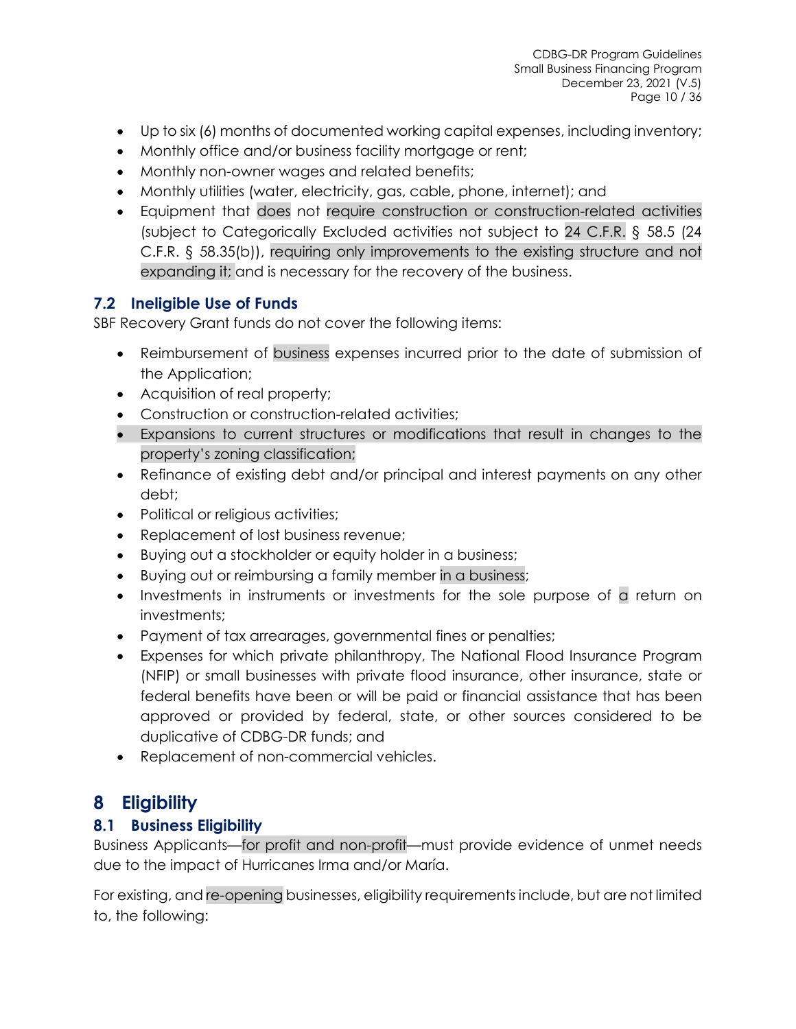- Up to six (6) months of documented working capital expenses, including inventory;
- Monthly office and/or business facility mortgage or rent;
- Monthly non-owner wages and related benefits;
- Monthly utilities (water, electricity, gas, cable, phone, internet); and
- Equipment that does not require construction or construction-related activities (subject to Categorically Excluded activities not subject to 24 C.F.R. § 58.5 (24 C.F.R. § 58.35(b)), requiring only improvements to the existing structure and not expanding it; and is necessary for the recovery of the business.

## 7.2 Ineligible Use of Funds

SBF Recovery Grant funds do not cover the following items:

- Reimbursement of business expenses incurred prior to the date of submission of the Application;
- Acquisition of real property;
- Construction or construction-related activities;
- Expansions to current structures or modifications that result in changes to the property's zoning classification;
- Refinance of existing debt and/or principal and interest payments on any other debt;
- Political or religious activities;
- Replacement of lost business revenue;
- Buying out a stockholder or equity holder in a business;
- Buying out or reimbursing a family member in a business;
- Investments in instruments or investments for the sole purpose of a return on investments;
- Payment of tax arrearages, governmental fines or penalties;
- Expenses for which private philanthropy, The National Flood Insurance Program (NFIP) or small businesses with private flood insurance, other insurance, state or federal benefits have been or will be paid or financial assistance that has been approved or provided by federal, state, or other sources considered to be duplicative of CDBG-DR funds; and
- Replacement of non-commercial vehicles.

# 8 Eligibility

## 8.1 Business Eligibility

Business Applicants—for profit and non-profit—must provide evidence of unmet needs due to the impact of Hurricanes Irma and/or María.

For existing, and re-opening businesses, eligibility requirements include, but are not limited to, the following: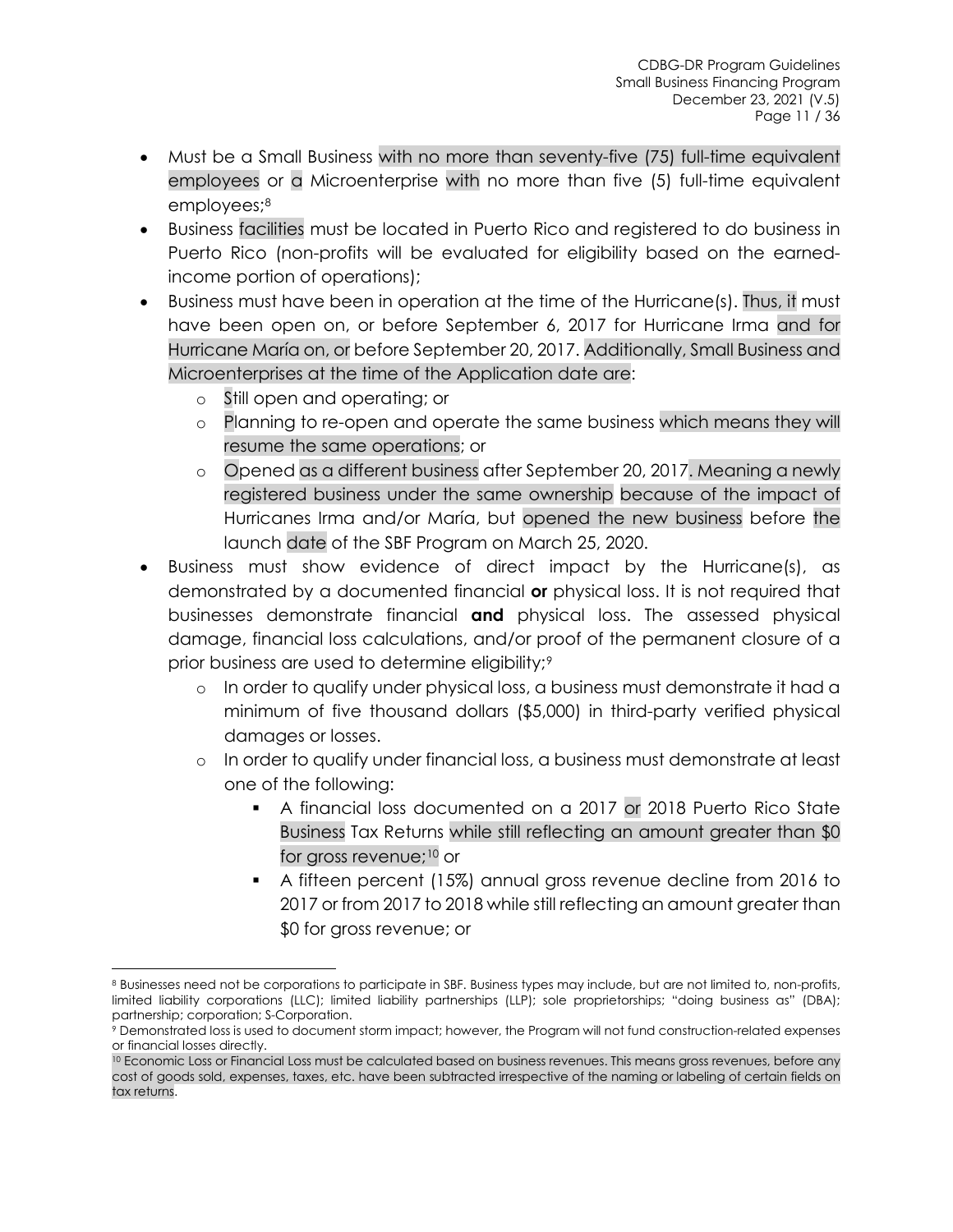- Must be a Small Business with no more than seventy-five (75) full-time equivalent employees or a Microenterprise with no more than five (5) full-time equivalent employees;[8]
- Business facilities must be located in Puerto Rico and registered to do business in Puerto Rico (non-profits will be evaluated for eligibility based on the earned-income portion of operations);
- Business must have been in operation at the time of the Hurricane(s). Thus, it must have been open on, or before September 6, 2017 for Hurricane Irma and for Hurricane María on, or before September 20, 2017. Additionally, Small Business and Microenterprises at the time of the Application date are:
  - Still open and operating; or
  - Planning to re-open and operate the same business which means they will resume the same operations; or
  - Opened as a different business after September 20, 2017. Meaning a newly registered business under the same ownership because of the impact of Hurricanes Irma and/or María, but opened the new business before the launch date of the SBF Program on March 25, 2020.
- Business must show evidence of direct impact by the Hurricane(s), as demonstrated by a documented financial **or** physical loss. It is not required that businesses demonstrate financial **and** physical loss. The assessed physical damage, financial loss calculations, and/or proof of the permanent closure of a prior business are used to determine eligibility;[9]
  - In order to qualify under physical loss, a business must demonstrate it had a minimum of five thousand dollars ($5,000) in third-party verified physical damages or losses.
  - In order to qualify under financial loss, a business must demonstrate at least one of the following:
    - A financial loss documented on a 2017 or 2018 Puerto Rico State Business Tax Returns while still reflecting an amount greater than $0 for gross revenue;[10] or
    - A fifteen percent (15%) annual gross revenue decline from 2016 to 2017 or from 2017 to 2018 while still reflecting an amount greater than $0 for gross revenue; or

---

[8] Businesses need not be corporations to participate in SBF. Business types may include, but are not limited to, non-profits, limited liability corporations (LLC); limited liability partnerships (LLP); sole proprietorships; "doing business as" (DBA); partnership; corporation; S-Corporation.

[9] Demonstrated loss is used to document storm impact; however, the Program will not fund construction-related expenses or financial losses directly.

[10] Economic Loss or Financial Loss must be calculated based on business revenues. This means gross revenues, before any cost of goods sold, expenses, taxes, etc. have been subtracted irrespective of the naming or labeling of certain fields on tax returns.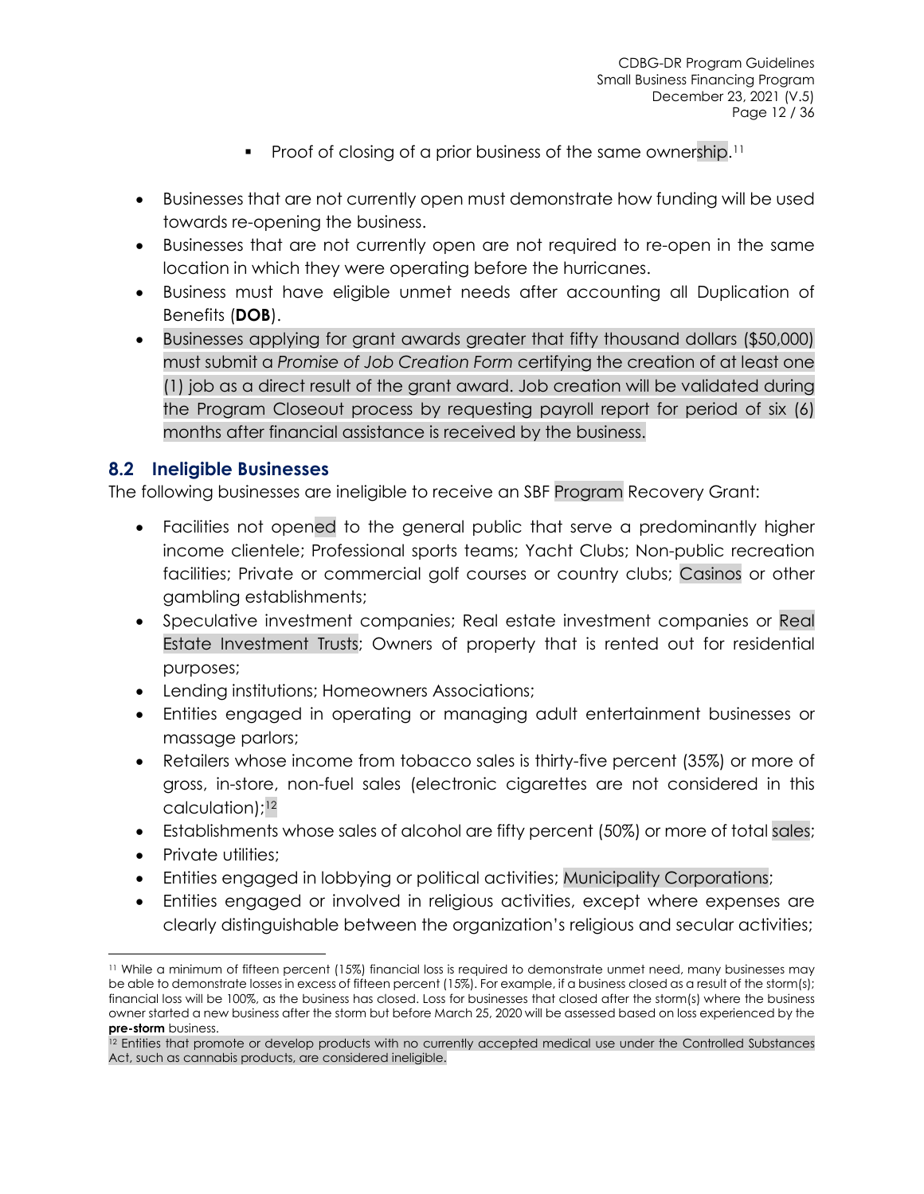- Proof of closing of a prior business of the same ownership.[11]

- Businesses that are not currently open must demonstrate how funding will be used towards re-opening the business.
- Businesses that are not currently open are not required to re-open in the same location in which they were operating before the hurricanes.
- Business must have eligible unmet needs after accounting all Duplication of Benefits (**DOB**).
- Businesses applying for grant awards greater that fifty thousand dollars ($50,000) must submit a *Promise of Job Creation Form* certifying the creation of at least one (1) job as a direct result of the grant award. Job creation will be validated during the Program Closeout process by requesting payroll report for period of six (6) months after financial assistance is received by the business.

## 8.2 Ineligible Businesses

The following businesses are ineligible to receive an SBF Program Recovery Grant:

- Facilities not opened to the general public that serve a predominantly higher income clientele; Professional sports teams; Yacht Clubs; Non-public recreation facilities; Private or commercial golf courses or country clubs; Casinos or other gambling establishments;
- Speculative investment companies; Real estate investment companies or Real Estate Investment Trusts; Owners of property that is rented out for residential purposes;
- Lending institutions; Homeowners Associations;
- Entities engaged in operating or managing adult entertainment businesses or massage parlors;
- Retailers whose income from tobacco sales is thirty-five percent (35%) or more of gross, in-store, non-fuel sales (electronic cigarettes are not considered in this calculation);[12]
- Establishments whose sales of alcohol are fifty percent (50%) or more of total sales;
- Private utilities;
- Entities engaged in lobbying or political activities; Municipality Corporations;
- Entities engaged or involved in religious activities, except where expenses are clearly distinguishable between the organization's religious and secular activities;

---

[11] While a minimum of fifteen percent (15%) financial loss is required to demonstrate unmet need, many businesses may be able to demonstrate losses in excess of fifteen percent (15%). For example, if a business closed as a result of the storm(s); financial loss will be 100%, as the business has closed. Loss for businesses that closed after the storm(s) where the business owner started a new business after the storm but before March 25, 2020 will be assessed based on loss experienced by the **pre-storm** business.

[12] Entities that promote or develop products with no currently accepted medical use under the Controlled Substances Act, such as cannabis products, are considered ineligible.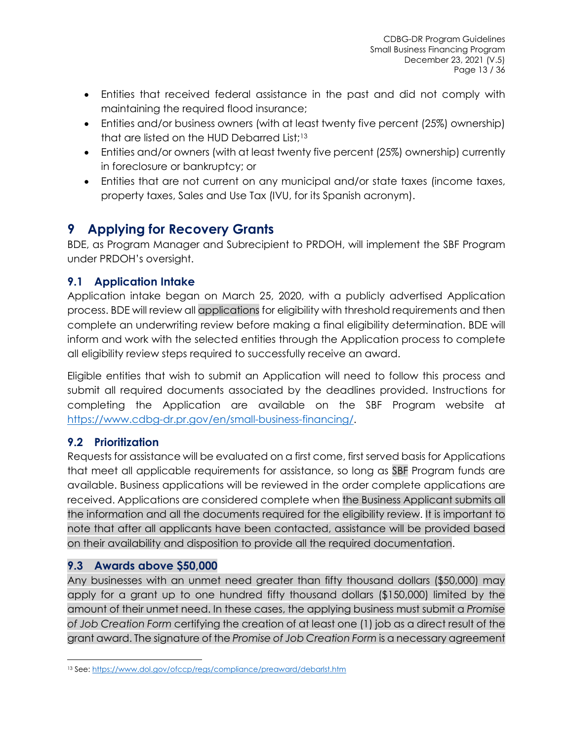- Entities that received federal assistance in the past and did not comply with maintaining the required flood insurance;
- Entities and/or business owners (with at least twenty five percent (25%) ownership) that are listed on the HUD Debarred List;[13]
- Entities and/or owners (with at least twenty five percent (25%) ownership) currently in foreclosure or bankruptcy; or
- Entities that are not current on any municipal and/or state taxes (income taxes, property taxes, Sales and Use Tax (IVU, for its Spanish acronym).

# 9 Applying for Recovery Grants

BDE, as Program Manager and Subrecipient to PRDOH, will implement the SBF Program under PRDOH's oversight.

## 9.1 Application Intake

Application intake began on March 25, 2020, with a publicly advertised Application process. BDE will review all applications for eligibility with threshold requirements and then complete an underwriting review before making a final eligibility determination. BDE will inform and work with the selected entities through the Application process to complete all eligibility review steps required to successfully receive an award.

Eligible entities that wish to submit an Application will need to follow this process and submit all required documents associated by the deadlines provided. Instructions for completing the Application are available on the SBF Program website at https://www.cdbg-dr.pr.gov/en/small-business-financing/.

## 9.2 Prioritization

Requests for assistance will be evaluated on a first come, first served basis for Applications that meet all applicable requirements for assistance, so long as SBF Program funds are available. Business applications will be reviewed in the order complete applications are received. Applications are considered complete when the Business Applicant submits all the information and all the documents required for the eligibility review. It is important to note that after all applicants have been contacted, assistance will be provided based on their availability and disposition to provide all the required documentation.

## 9.3 Awards above $50,000

Any businesses with an unmet need greater than fifty thousand dollars ($50,000) may apply for a grant up to one hundred fifty thousand dollars ($150,000) limited by the amount of their unmet need. In these cases, the applying business must submit a *Promise of Job Creation Form* certifying the creation of at least one (1) job as a direct result of the grant award. The signature of the *Promise of Job Creation Form* is a necessary agreement

---

[13] See: https://www.dol.gov/ofccp/regs/compliance/preaward/debarlst.htm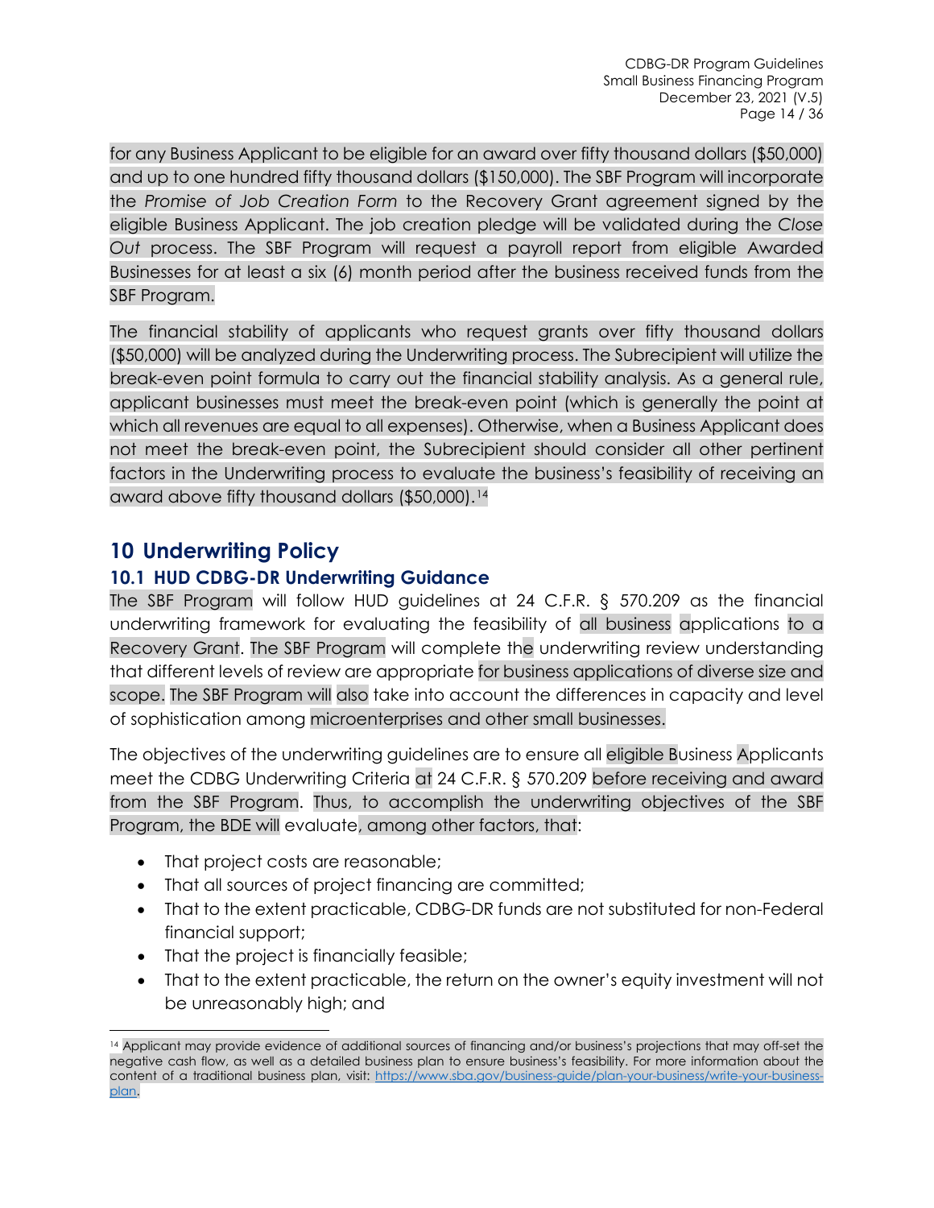for any Business Applicant to be eligible for an award over fifty thousand dollars ($50,000) and up to one hundred fifty thousand dollars ($150,000). The SBF Program will incorporate the *Promise of Job Creation Form* to the Recovery Grant agreement signed by the eligible Business Applicant. The job creation pledge will be validated during the *Close Out* process. The SBF Program will request a payroll report from eligible Awarded Businesses for at least a six (6) month period after the business received funds from the SBF Program.

The financial stability of applicants who request grants over fifty thousand dollars ($50,000) will be analyzed during the Underwriting process. The Subrecipient will utilize the break-even point formula to carry out the financial stability analysis. As a general rule, applicant businesses must meet the break-even point (which is generally the point at which all revenues are equal to all expenses). Otherwise, when a Business Applicant does not meet the break-even point, the Subrecipient should consider all other pertinent factors in the Underwriting process to evaluate the business's feasibility of receiving an award above fifty thousand dollars ($50,000).[14]

# 10 Underwriting Policy

## 10.1 HUD CDBG-DR Underwriting Guidance

The SBF Program will follow HUD guidelines at 24 C.F.R. § 570.209 as the financial underwriting framework for evaluating the feasibility of all business applications to a Recovery Grant. The SBF Program will complete the underwriting review understanding that different levels of review are appropriate for business applications of diverse size and scope. The SBF Program will also take into account the differences in capacity and level of sophistication among microenterprises and other small businesses.

The objectives of the underwriting guidelines are to ensure all eligible Business Applicants meet the CDBG Underwriting Criteria at 24 C.F.R. § 570.209 before receiving and award from the SBF Program. Thus, to accomplish the underwriting objectives of the SBF Program, the BDE will evaluate, among other factors, that:

- That project costs are reasonable;
- That all sources of project financing are committed;
- That to the extent practicable, CDBG-DR funds are not substituted for non-Federal financial support;
- That the project is financially feasible;
- That to the extent practicable, the return on the owner's equity investment will not be unreasonably high; and

[14] Applicant may provide evidence of additional sources of financing and/or business's projections that may off-set the negative cash flow, as well as a detailed business plan to ensure business's feasibility. For more information about the content of a traditional business plan, visit: https://www.sba.gov/business-guide/plan-your-business/write-your-business-plan.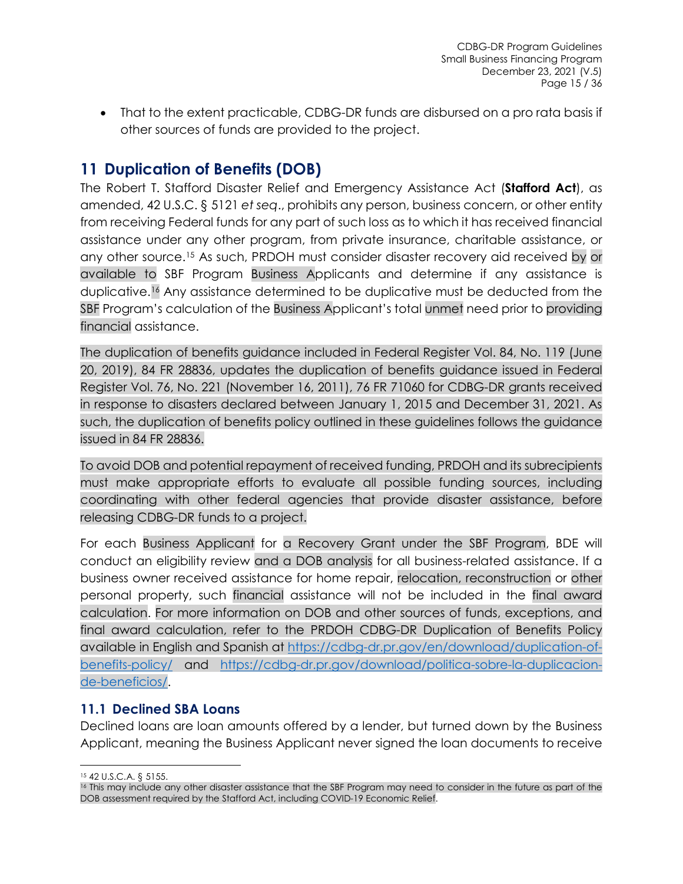- That to the extent practicable, CDBG-DR funds are disbursed on a pro rata basis if other sources of funds are provided to the project.

## 11 Duplication of Benefits (DOB)

The Robert T. Stafford Disaster Relief and Emergency Assistance Act (**Stafford Act**), as amended, 42 U.S.C. § 5121 *et seq*., prohibits any person, business concern, or other entity from receiving Federal funds for any part of such loss as to which it has received financial assistance under any other program, from private insurance, charitable assistance, or any other source.[15] As such, PRDOH must consider disaster recovery aid received by or available to SBF Program Business Applicants and determine if any assistance is duplicative.[16] Any assistance determined to be duplicative must be deducted from the SBF Program's calculation of the Business Applicant's total unmet need prior to providing financial assistance.

The duplication of benefits guidance included in Federal Register Vol. 84, No. 119 (June 20, 2019), 84 FR 28836, updates the duplication of benefits guidance issued in Federal Register Vol. 76, No. 221 (November 16, 2011), 76 FR 71060 for CDBG-DR grants received in response to disasters declared between January 1, 2015 and December 31, 2021. As such, the duplication of benefits policy outlined in these guidelines follows the guidance issued in 84 FR 28836.

To avoid DOB and potential repayment of received funding, PRDOH and its subrecipients must make appropriate efforts to evaluate all possible funding sources, including coordinating with other federal agencies that provide disaster assistance, before releasing CDBG-DR funds to a project.

For each Business Applicant for a Recovery Grant under the SBF Program, BDE will conduct an eligibility review and a DOB analysis for all business-related assistance. If a business owner received assistance for home repair, relocation, reconstruction or other personal property, such financial assistance will not be included in the final award calculation. For more information on DOB and other sources of funds, exceptions, and final award calculation, refer to the PRDOH CDBG-DR Duplication of Benefits Policy available in English and Spanish at https://cdbg-dr.pr.gov/en/download/duplication-of-benefits-policy/ and https://cdbg-dr.pr.gov/download/politica-sobre-la-duplicacion-de-beneficios/.

### 11.1 Declined SBA Loans

Declined loans are loan amounts offered by a lender, but turned down by the Business Applicant, meaning the Business Applicant never signed the loan documents to receive

[15] 42 U.S.C.A. § 5155.

[16] This may include any other disaster assistance that the SBF Program may need to consider in the future as part of the DOB assessment required by the Stafford Act, including COVID-19 Economic Relief.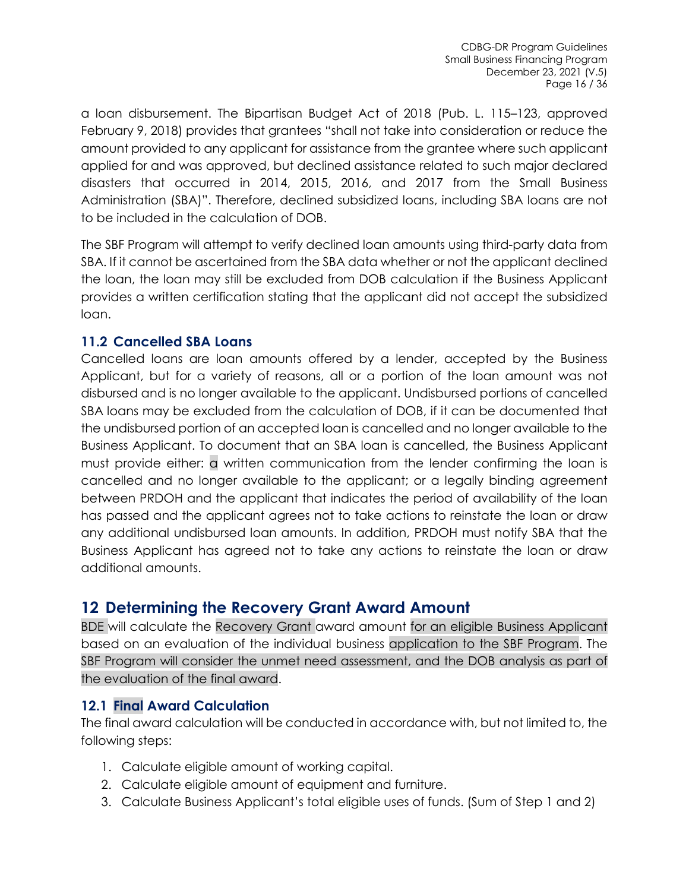a loan disbursement. The Bipartisan Budget Act of 2018 (Pub. L. 115–123, approved February 9, 2018) provides that grantees "shall not take into consideration or reduce the amount provided to any applicant for assistance from the grantee where such applicant applied for and was approved, but declined assistance related to such major declared disasters that occurred in 2014, 2015, 2016, and 2017 from the Small Business Administration (SBA)". Therefore, declined subsidized loans, including SBA loans are not to be included in the calculation of DOB.

The SBF Program will attempt to verify declined loan amounts using third-party data from SBA. If it cannot be ascertained from the SBA data whether or not the applicant declined the loan, the loan may still be excluded from DOB calculation if the Business Applicant provides a written certification stating that the applicant did not accept the subsidized loan.

### 11.2 Cancelled SBA Loans

Cancelled loans are loan amounts offered by a lender, accepted by the Business Applicant, but for a variety of reasons, all or a portion of the loan amount was not disbursed and is no longer available to the applicant. Undisbursed portions of cancelled SBA loans may be excluded from the calculation of DOB, if it can be documented that the undisbursed portion of an accepted loan is cancelled and no longer available to the Business Applicant. To document that an SBA loan is cancelled, the Business Applicant must provide either: a written communication from the lender confirming the loan is cancelled and no longer available to the applicant; or a legally binding agreement between PRDOH and the applicant that indicates the period of availability of the loan has passed and the applicant agrees not to take actions to reinstate the loan or draw any additional undisbursed loan amounts. In addition, PRDOH must notify SBA that the Business Applicant has agreed not to take any actions to reinstate the loan or draw additional amounts.

## 12 Determining the Recovery Grant Award Amount

BDE will calculate the Recovery Grant award amount for an eligible Business Applicant based on an evaluation of the individual business application to the SBF Program. The SBF Program will consider the unmet need assessment, and the DOB analysis as part of the evaluation of the final award.

### 12.1 Final Award Calculation

The final award calculation will be conducted in accordance with, but not limited to, the following steps:

1. Calculate eligible amount of working capital.
2. Calculate eligible amount of equipment and furniture.
3. Calculate Business Applicant's total eligible uses of funds. (Sum of Step 1 and 2)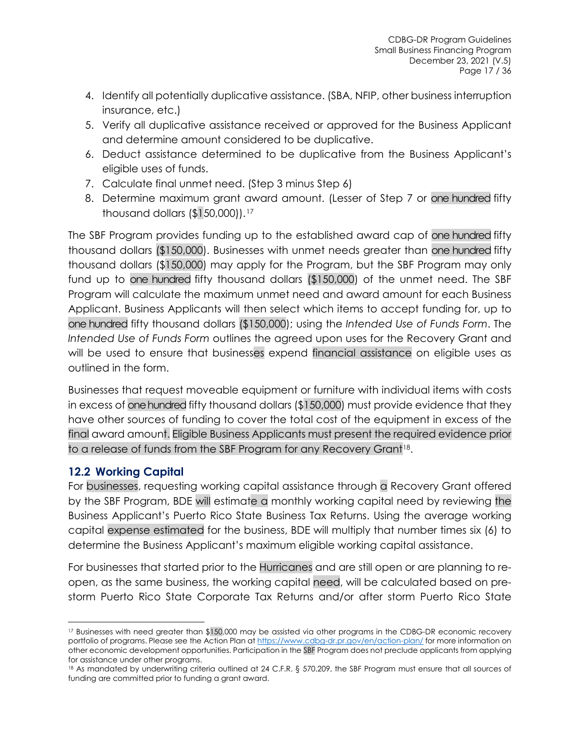4. Identify all potentially duplicative assistance. (SBA, NFIP, other business interruption insurance, etc.)
5. Verify all duplicative assistance received or approved for the Business Applicant and determine amount considered to be duplicative.
6. Deduct assistance determined to be duplicative from the Business Applicant's eligible uses of funds.
7. Calculate final unmet need. (Step 3 minus Step 6)
8. Determine maximum grant award amount. (Lesser of Step 7 or one hundred fifty thousand dollars ($150,000)).[17]

The SBF Program provides funding up to the established award cap of one hundred fifty thousand dollars ($150,000). Businesses with unmet needs greater than one hundred fifty thousand dollars ($150,000) may apply for the Program, but the SBF Program may only fund up to one hundred fifty thousand dollars ($150,000) of the unmet need. The SBF Program will calculate the maximum unmet need and award amount for each Business Applicant. Business Applicants will then select which items to accept funding for, up to one hundred fifty thousand dollars ($150,000); using the *Intended Use of Funds Form*. The *Intended Use of Funds Form* outlines the agreed upon uses for the Recovery Grant and will be used to ensure that businesses expend financial assistance on eligible uses as outlined in the form.

Businesses that request moveable equipment or furniture with individual items with costs in excess of one hundred fifty thousand dollars ($150,000) must provide evidence that they have other sources of funding to cover the total cost of the equipment in excess of the final award amount. Eligible Business Applicants must present the required evidence prior to a release of funds from the SBF Program for any Recovery Grant[18].

## 12.2 Working Capital

For businesses, requesting working capital assistance through a Recovery Grant offered by the SBF Program, BDE will estimate a monthly working capital need by reviewing the Business Applicant's Puerto Rico State Business Tax Returns. Using the average working capital expense estimated for the business, BDE will multiply that number times six (6) to determine the Business Applicant's maximum eligible working capital assistance.

For businesses that started prior to the Hurricanes and are still open or are planning to re-open, as the same business, the working capital need, will be calculated based on pre-storm Puerto Rico State Corporate Tax Returns and/or after storm Puerto Rico State

---

[17] Businesses with need greater than $150,000 may be assisted via other programs in the CDBG-DR economic recovery portfolio of programs. Please see the Action Plan at https://www.cdbg-dr.pr.gov/en/action-plan/ for more information on other economic development opportunities. Participation in the SBF Program does not preclude applicants from applying for assistance under other programs.

[18] As mandated by underwriting criteria outlined at 24 C.F.R. § 570.209, the SBF Program must ensure that all sources of funding are committed prior to funding a grant award.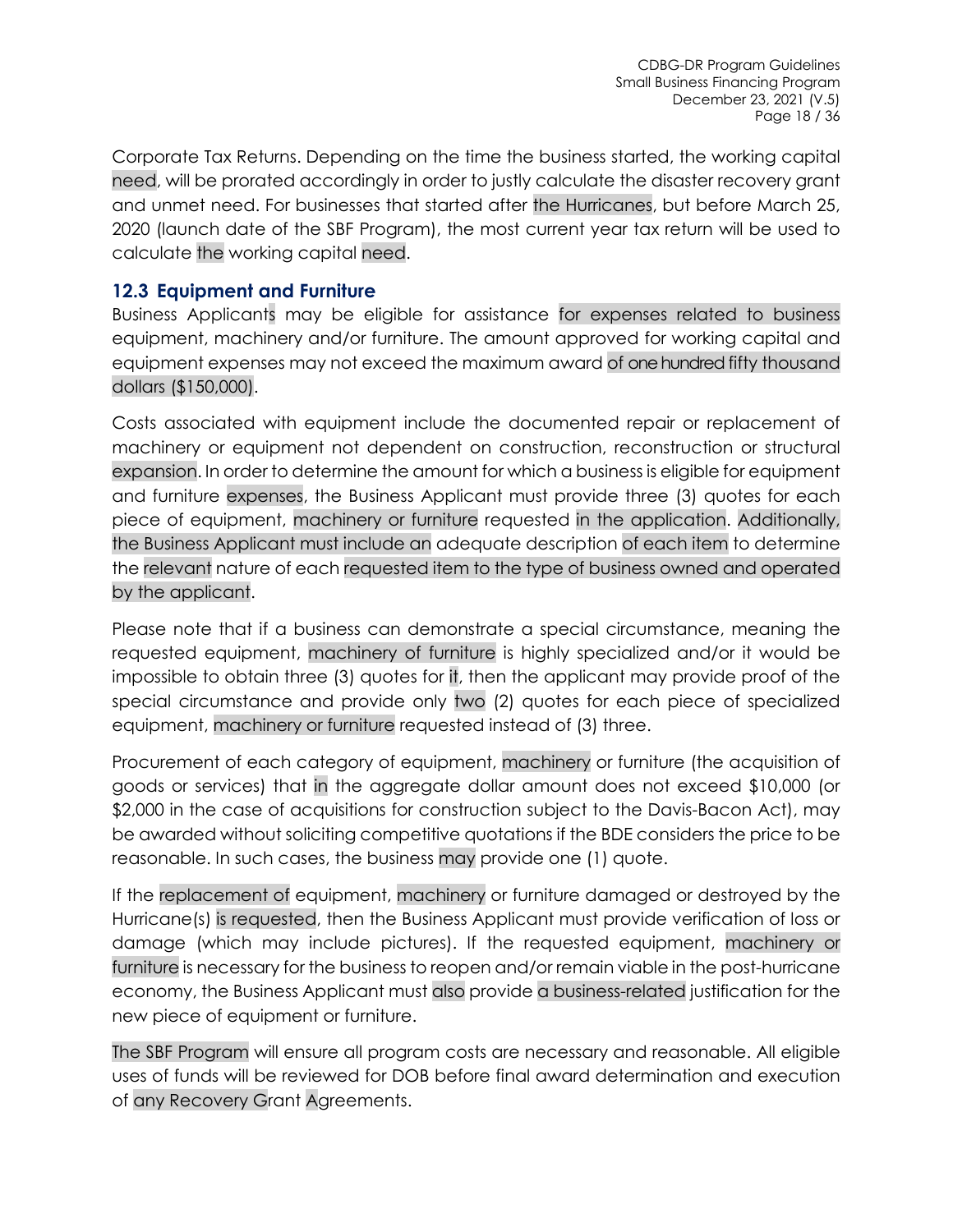Corporate Tax Returns. Depending on the time the business started, the working capital need, will be prorated accordingly in order to justly calculate the disaster recovery grant and unmet need. For businesses that started after the Hurricanes, but before March 25, 2020 (launch date of the SBF Program), the most current year tax return will be used to calculate the working capital need.

### 12.3 Equipment and Furniture

Business Applicants may be eligible for assistance for expenses related to business equipment, machinery and/or furniture. The amount approved for working capital and equipment expenses may not exceed the maximum award of one hundred fifty thousand dollars ($150,000).

Costs associated with equipment include the documented repair or replacement of machinery or equipment not dependent on construction, reconstruction or structural expansion. In order to determine the amount for which a business is eligible for equipment and furniture expenses, the Business Applicant must provide three (3) quotes for each piece of equipment, machinery or furniture requested in the application. Additionally, the Business Applicant must include an adequate description of each item to determine the relevant nature of each requested item to the type of business owned and operated by the applicant.

Please note that if a business can demonstrate a special circumstance, meaning the requested equipment, machinery of furniture is highly specialized and/or it would be impossible to obtain three (3) quotes for it, then the applicant may provide proof of the special circumstance and provide only two (2) quotes for each piece of specialized equipment, machinery or furniture requested instead of (3) three.

Procurement of each category of equipment, machinery or furniture (the acquisition of goods or services) that in the aggregate dollar amount does not exceed $10,000 (or $2,000 in the case of acquisitions for construction subject to the Davis-Bacon Act), may be awarded without soliciting competitive quotations if the BDE considers the price to be reasonable. In such cases, the business may provide one (1) quote.

If the replacement of equipment, machinery or furniture damaged or destroyed by the Hurricane(s) is requested, then the Business Applicant must provide verification of loss or damage (which may include pictures). If the requested equipment, machinery or furniture is necessary for the business to reopen and/or remain viable in the post-hurricane economy, the Business Applicant must also provide a business-related justification for the new piece of equipment or furniture.

The SBF Program will ensure all program costs are necessary and reasonable. All eligible uses of funds will be reviewed for DOB before final award determination and execution of any Recovery Grant Agreements.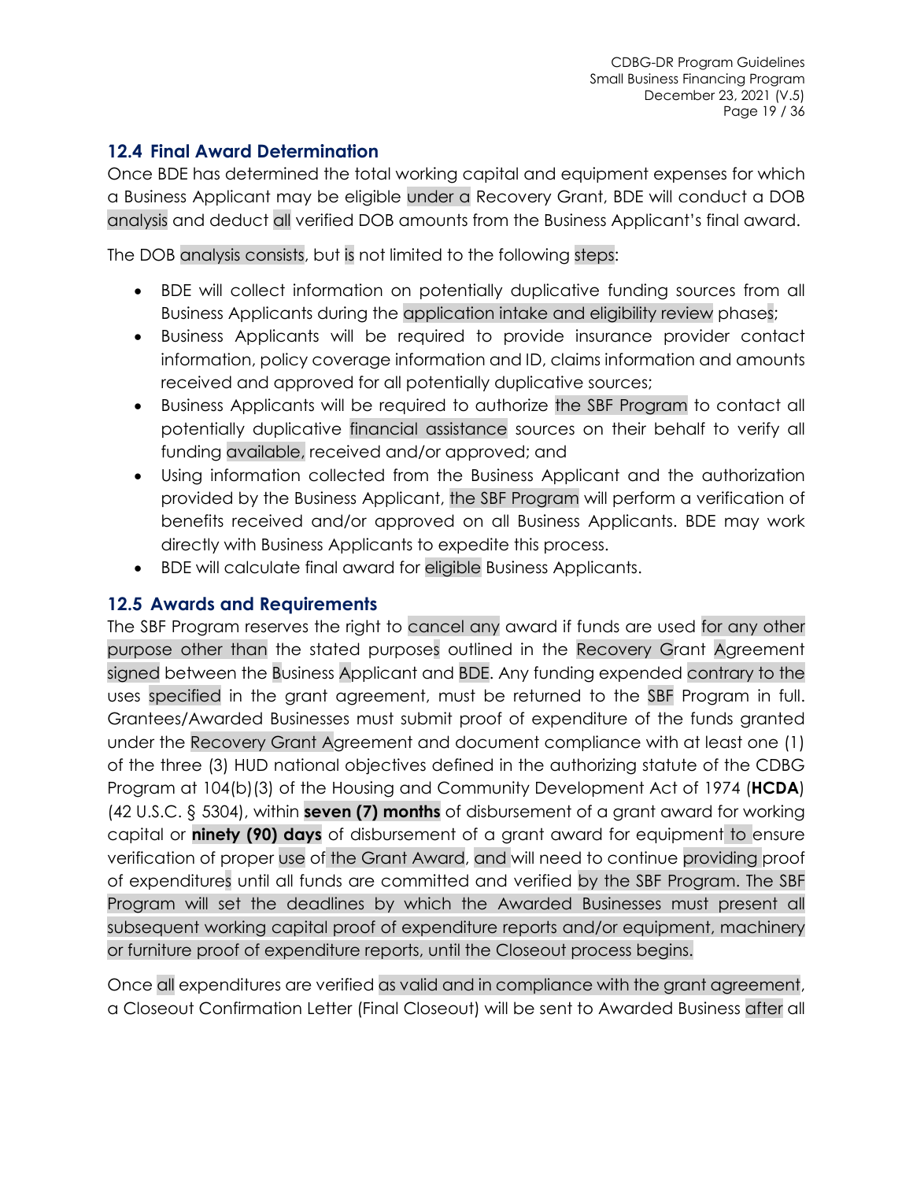## 12.4 Final Award Determination

Once BDE has determined the total working capital and equipment expenses for which a Business Applicant may be eligible under a Recovery Grant, BDE will conduct a DOB analysis and deduct all verified DOB amounts from the Business Applicant's final award.

The DOB analysis consists, but is not limited to the following steps:

- BDE will collect information on potentially duplicative funding sources from all Business Applicants during the application intake and eligibility review phases;
- Business Applicants will be required to provide insurance provider contact information, policy coverage information and ID, claims information and amounts received and approved for all potentially duplicative sources;
- Business Applicants will be required to authorize the SBF Program to contact all potentially duplicative financial assistance sources on their behalf to verify all funding available, received and/or approved; and
- Using information collected from the Business Applicant and the authorization provided by the Business Applicant, the SBF Program will perform a verification of benefits received and/or approved on all Business Applicants. BDE may work directly with Business Applicants to expedite this process.
- BDE will calculate final award for eligible Business Applicants.

## 12.5 Awards and Requirements

The SBF Program reserves the right to cancel any award if funds are used for any other purpose other than the stated purposes outlined in the Recovery Grant Agreement signed between the Business Applicant and BDE. Any funding expended contrary to the uses specified in the grant agreement, must be returned to the SBF Program in full. Grantees/Awarded Businesses must submit proof of expenditure of the funds granted under the Recovery Grant Agreement and document compliance with at least one (1) of the three (3) HUD national objectives defined in the authorizing statute of the CDBG Program at 104(b)(3) of the Housing and Community Development Act of 1974 (**HCDA**) (42 U.S.C. § 5304), within **seven (7) months** of disbursement of a grant award for working capital or **ninety (90) days** of disbursement of a grant award for equipment to ensure verification of proper use of the Grant Award, and will need to continue providing proof of expenditures until all funds are committed and verified by the SBF Program. The SBF Program will set the deadlines by which the Awarded Businesses must present all subsequent working capital proof of expenditure reports and/or equipment, machinery or furniture proof of expenditure reports, until the Closeout process begins.

Once all expenditures are verified as valid and in compliance with the grant agreement, a Closeout Confirmation Letter (Final Closeout) will be sent to Awarded Business after all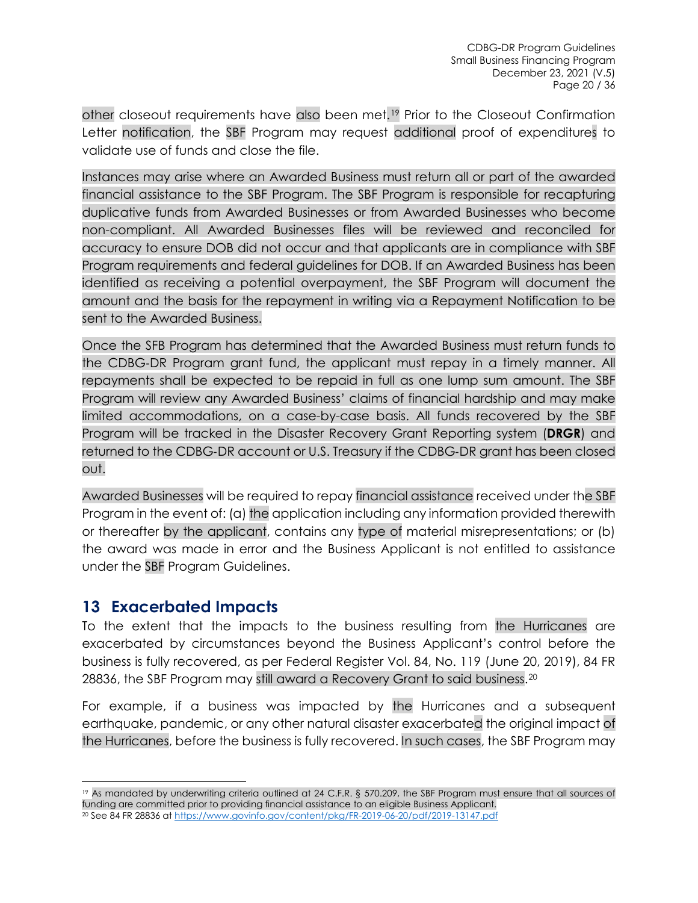other closeout requirements have also been met.[19] Prior to the Closeout Confirmation Letter notification, the SBF Program may request additional proof of expenditures to validate use of funds and close the file.

Instances may arise where an Awarded Business must return all or part of the awarded financial assistance to the SBF Program. The SBF Program is responsible for recapturing duplicative funds from Awarded Businesses or from Awarded Businesses who become non-compliant. All Awarded Businesses files will be reviewed and reconciled for accuracy to ensure DOB did not occur and that applicants are in compliance with SBF Program requirements and federal guidelines for DOB. If an Awarded Business has been identified as receiving a potential overpayment, the SBF Program will document the amount and the basis for the repayment in writing via a Repayment Notification to be sent to the Awarded Business.

Once the SFB Program has determined that the Awarded Business must return funds to the CDBG-DR Program grant fund, the applicant must repay in a timely manner. All repayments shall be expected to be repaid in full as one lump sum amount. The SBF Program will review any Awarded Business' claims of financial hardship and may make limited accommodations, on a case-by-case basis. All funds recovered by the SBF Program will be tracked in the Disaster Recovery Grant Reporting system (**DRGR**) and returned to the CDBG-DR account or U.S. Treasury if the CDBG-DR grant has been closed out.

Awarded Businesses will be required to repay financial assistance received under the SBF Program in the event of: (a) the application including any information provided therewith or thereafter by the applicant, contains any type of material misrepresentations; or (b) the award was made in error and the Business Applicant is not entitled to assistance under the SBF Program Guidelines.

## 13 Exacerbated Impacts

To the extent that the impacts to the business resulting from the Hurricanes are exacerbated by circumstances beyond the Business Applicant's control before the business is fully recovered, as per Federal Register Vol. 84, No. 119 (June 20, 2019), 84 FR 28836, the SBF Program may still award a Recovery Grant to said business.[20]

For example, if a business was impacted by the Hurricanes and a subsequent earthquake, pandemic, or any other natural disaster exacerbated the original impact of the Hurricanes, before the business is fully recovered. In such cases, the SBF Program may

---

[19] As mandated by underwriting criteria outlined at 24 C.F.R. § 570.209, the SBF Program must ensure that all sources of funding are committed prior to providing financial assistance to an eligible Business Applicant.

[20] See 84 FR 28836 at https://www.govinfo.gov/content/pkg/FR-2019-06-20/pdf/2019-13147.pdf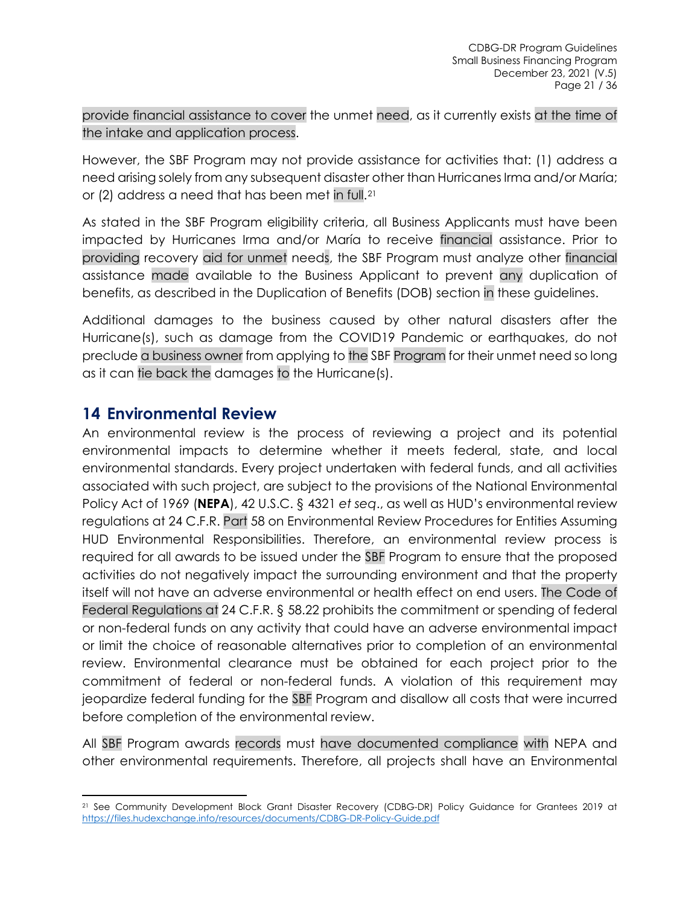provide financial assistance to cover the unmet need, as it currently exists at the time of the intake and application process.

However, the SBF Program may not provide assistance for activities that: (1) address a need arising solely from any subsequent disaster other than Hurricanes Irma and/or María; or (2) address a need that has been met in full.[21]

As stated in the SBF Program eligibility criteria, all Business Applicants must have been impacted by Hurricanes Irma and/or María to receive financial assistance. Prior to providing recovery aid for unmet needs, the SBF Program must analyze other financial assistance made available to the Business Applicant to prevent any duplication of benefits, as described in the Duplication of Benefits (DOB) section in these guidelines.

Additional damages to the business caused by other natural disasters after the Hurricane(s), such as damage from the COVID19 Pandemic or earthquakes, do not preclude a business owner from applying to the SBF Program for their unmet need so long as it can tie back the damages to the Hurricane(s).

## 14 Environmental Review

An environmental review is the process of reviewing a project and its potential environmental impacts to determine whether it meets federal, state, and local environmental standards. Every project undertaken with federal funds, and all activities associated with such project, are subject to the provisions of the National Environmental Policy Act of 1969 (**NEPA**), 42 U.S.C. § 4321 *et seq*., as well as HUD's environmental review regulations at 24 C.F.R. Part 58 on Environmental Review Procedures for Entities Assuming HUD Environmental Responsibilities. Therefore, an environmental review process is required for all awards to be issued under the SBF Program to ensure that the proposed activities do not negatively impact the surrounding environment and that the property itself will not have an adverse environmental or health effect on end users. The Code of Federal Regulations at 24 C.F.R. § 58.22 prohibits the commitment or spending of federal or non-federal funds on any activity that could have an adverse environmental impact or limit the choice of reasonable alternatives prior to completion of an environmental review. Environmental clearance must be obtained for each project prior to the commitment of federal or non-federal funds. A violation of this requirement may jeopardize federal funding for the SBF Program and disallow all costs that were incurred before completion of the environmental review.

All SBF Program awards records must have documented compliance with NEPA and other environmental requirements. Therefore, all projects shall have an Environmental

---

[21] See Community Development Block Grant Disaster Recovery (CDBG-DR) Policy Guidance for Grantees 2019 at https://files.hudexchange.info/resources/documents/CDBG-DR-Policy-Guide.pdf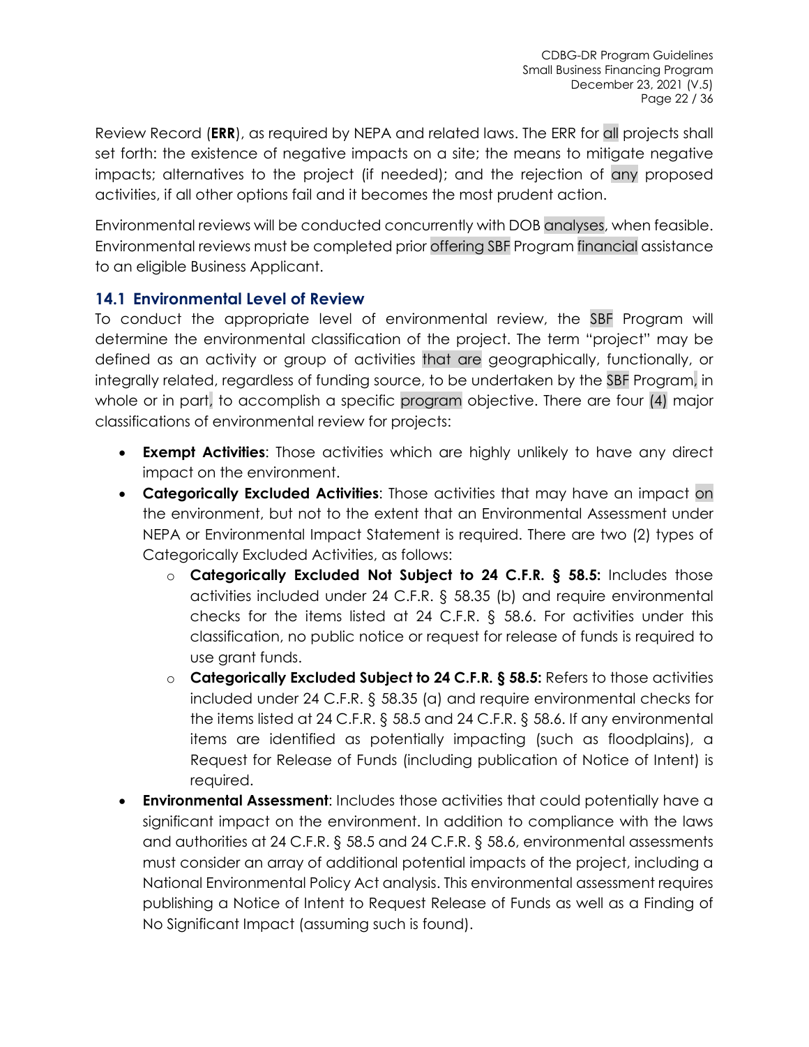Review Record (**ERR**), as required by NEPA and related laws. The ERR for all projects shall set forth: the existence of negative impacts on a site; the means to mitigate negative impacts; alternatives to the project (if needed); and the rejection of any proposed activities, if all other options fail and it becomes the most prudent action.

Environmental reviews will be conducted concurrently with DOB analyses, when feasible. Environmental reviews must be completed prior offering SBF Program financial assistance to an eligible Business Applicant.

### 14.1 Environmental Level of Review

To conduct the appropriate level of environmental review, the SBF Program will determine the environmental classification of the project. The term "project" may be defined as an activity or group of activities that are geographically, functionally, or integrally related, regardless of funding source, to be undertaken by the SBF Program, in whole or in part, to accomplish a specific program objective. There are four (4) major classifications of environmental review for projects:

- **Exempt Activities**: Those activities which are highly unlikely to have any direct impact on the environment.
- **Categorically Excluded Activities**: Those activities that may have an impact on the environment, but not to the extent that an Environmental Assessment under NEPA or Environmental Impact Statement is required. There are two (2) types of Categorically Excluded Activities, as follows:
    - **Categorically Excluded Not Subject to 24 C.F.R. § 58.5:** Includes those activities included under 24 C.F.R. § 58.35 (b) and require environmental checks for the items listed at 24 C.F.R. § 58.6. For activities under this classification, no public notice or request for release of funds is required to use grant funds.
    - **Categorically Excluded Subject to 24 C.F.R. § 58.5:** Refers to those activities included under 24 C.F.R. § 58.35 (a) and require environmental checks for the items listed at 24 C.F.R. § 58.5 and 24 C.F.R. § 58.6. If any environmental items are identified as potentially impacting (such as floodplains), a Request for Release of Funds (including publication of Notice of Intent) is required.
- **Environmental Assessment**: Includes those activities that could potentially have a significant impact on the environment. In addition to compliance with the laws and authorities at 24 C.F.R. § 58.5 and 24 C.F.R. § 58.6, environmental assessments must consider an array of additional potential impacts of the project, including a National Environmental Policy Act analysis. This environmental assessment requires publishing a Notice of Intent to Request Release of Funds as well as a Finding of No Significant Impact (assuming such is found).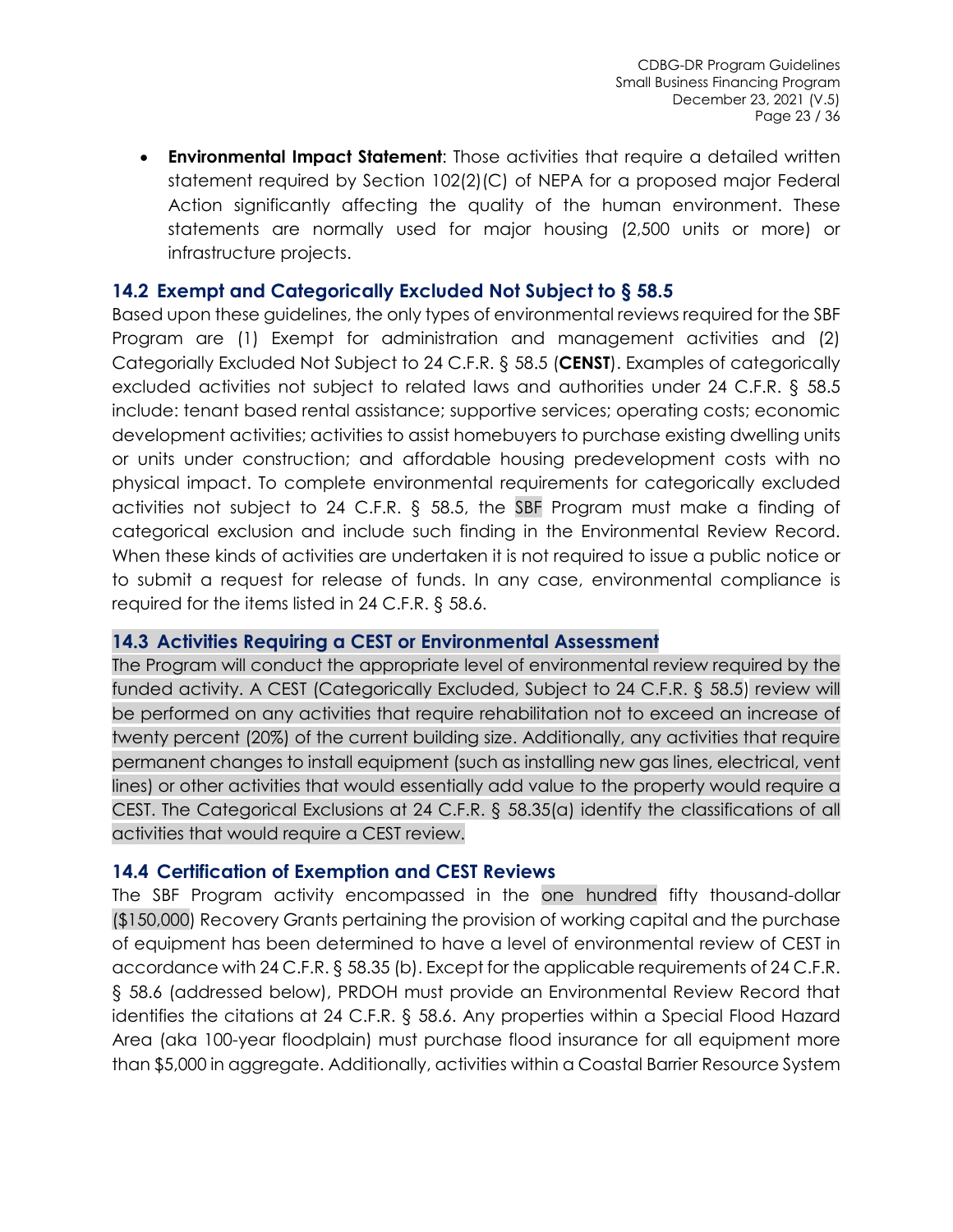- **Environmental Impact Statement**: Those activities that require a detailed written statement required by Section 102(2)(C) of NEPA for a proposed major Federal Action significantly affecting the quality of the human environment. These statements are normally used for major housing (2,500 units or more) or infrastructure projects.

## 14.2 Exempt and Categorically Excluded Not Subject to § 58.5

Based upon these guidelines, the only types of environmental reviews required for the SBF Program are (1) Exempt for administration and management activities and (2) Categorially Excluded Not Subject to 24 C.F.R. § 58.5 (**CENST**). Examples of categorically excluded activities not subject to related laws and authorities under 24 C.F.R. § 58.5 include: tenant based rental assistance; supportive services; operating costs; economic development activities; activities to assist homebuyers to purchase existing dwelling units or units under construction; and affordable housing predevelopment costs with no physical impact. To complete environmental requirements for categorically excluded activities not subject to 24 C.F.R. § 58.5, the SBF Program must make a finding of categorical exclusion and include such finding in the Environmental Review Record. When these kinds of activities are undertaken it is not required to issue a public notice or to submit a request for release of funds. In any case, environmental compliance is required for the items listed in 24 C.F.R. § 58.6.

## 14.3 Activities Requiring a CEST or Environmental Assessment

The Program will conduct the appropriate level of environmental review required by the funded activity. A CEST (Categorically Excluded, Subject to 24 C.F.R. § 58.5) review will be performed on any activities that require rehabilitation not to exceed an increase of twenty percent (20%) of the current building size. Additionally, any activities that require permanent changes to install equipment (such as installing new gas lines, electrical, vent lines) or other activities that would essentially add value to the property would require a CEST. The Categorical Exclusions at 24 C.F.R. § 58.35(a) identify the classifications of all activities that would require a CEST review.

## 14.4 Certification of Exemption and CEST Reviews

The SBF Program activity encompassed in the one hundred fifty thousand-dollar ($150,000) Recovery Grants pertaining the provision of working capital and the purchase of equipment has been determined to have a level of environmental review of CEST in accordance with 24 C.F.R. § 58.35 (b). Except for the applicable requirements of 24 C.F.R. § 58.6 (addressed below), PRDOH must provide an Environmental Review Record that identifies the citations at 24 C.F.R. § 58.6. Any properties within a Special Flood Hazard Area (aka 100-year floodplain) must purchase flood insurance for all equipment more than $5,000 in aggregate. Additionally, activities within a Coastal Barrier Resource System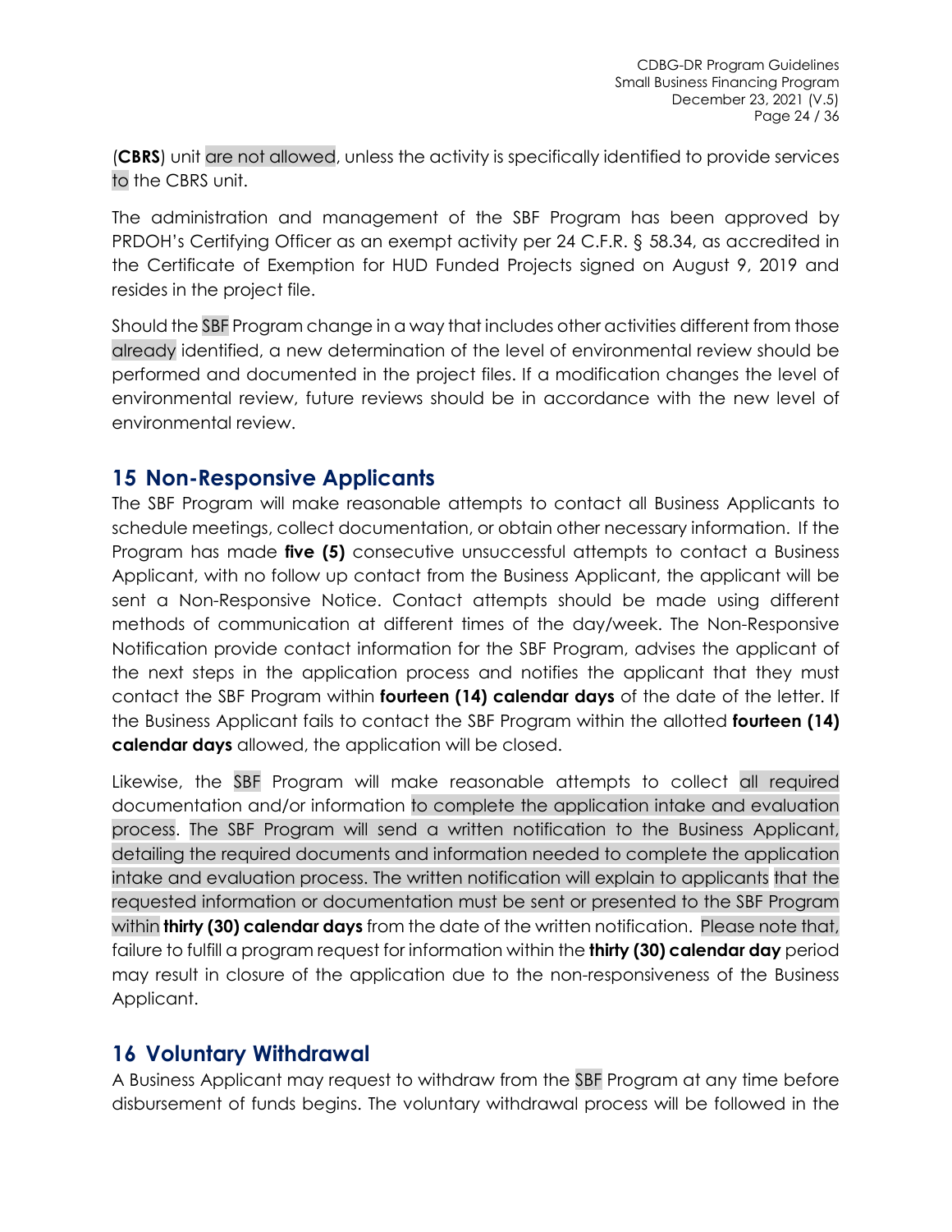(**CBRS**) unit are not allowed, unless the activity is specifically identified to provide services to the CBRS unit.

The administration and management of the SBF Program has been approved by PRDOH's Certifying Officer as an exempt activity per 24 C.F.R. § 58.34, as accredited in the Certificate of Exemption for HUD Funded Projects signed on August 9, 2019 and resides in the project file.

Should the SBF Program change in a way that includes other activities different from those already identified, a new determination of the level of environmental review should be performed and documented in the project files. If a modification changes the level of environmental review, future reviews should be in accordance with the new level of environmental review.

## 15 Non-Responsive Applicants

The SBF Program will make reasonable attempts to contact all Business Applicants to schedule meetings, collect documentation, or obtain other necessary information. If the Program has made **five (5)** consecutive unsuccessful attempts to contact a Business Applicant, with no follow up contact from the Business Applicant, the applicant will be sent a Non-Responsive Notice. Contact attempts should be made using different methods of communication at different times of the day/week. The Non-Responsive Notification provide contact information for the SBF Program, advises the applicant of the next steps in the application process and notifies the applicant that they must contact the SBF Program within **fourteen (14) calendar days** of the date of the letter. If the Business Applicant fails to contact the SBF Program within the allotted **fourteen (14) calendar days** allowed, the application will be closed.

Likewise, the SBF Program will make reasonable attempts to collect all required documentation and/or information to complete the application intake and evaluation process. The SBF Program will send a written notification to the Business Applicant, detailing the required documents and information needed to complete the application intake and evaluation process. The written notification will explain to applicants that the requested information or documentation must be sent or presented to the SBF Program within **thirty (30) calendar days** from the date of the written notification. Please note that, failure to fulfill a program request for information within the **thirty (30) calendar day** period may result in closure of the application due to the non-responsiveness of the Business Applicant.

## 16 Voluntary Withdrawal

A Business Applicant may request to withdraw from the SBF Program at any time before disbursement of funds begins. The voluntary withdrawal process will be followed in the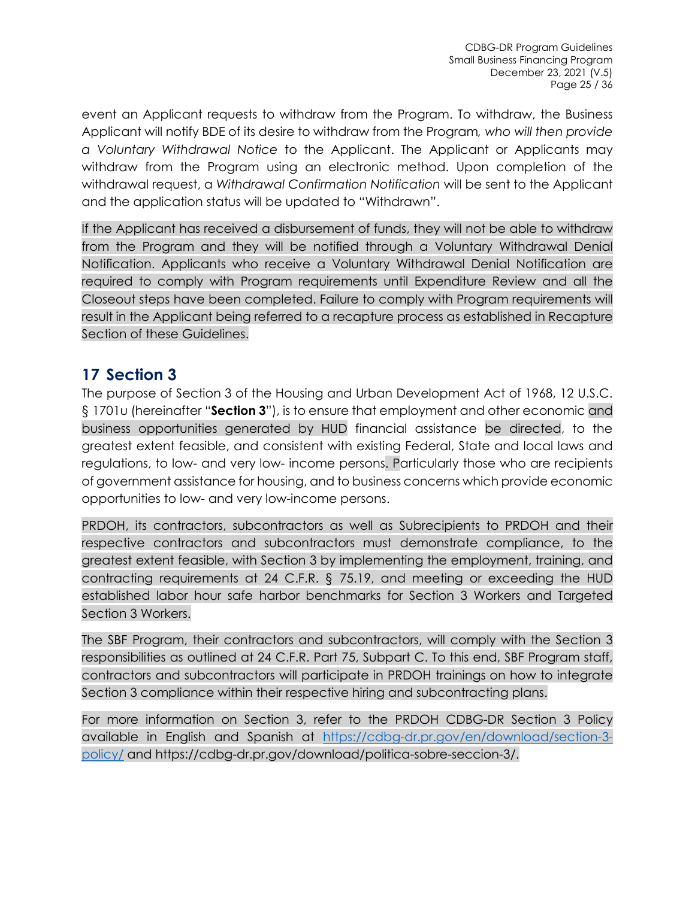event an Applicant requests to withdraw from the Program. To withdraw, the Business Applicant will notify BDE of its desire to withdraw from the Program*, who will then provide a Voluntary Withdrawal Notice* to the Applicant. The Applicant or Applicants may withdraw from the Program using an electronic method. Upon completion of the withdrawal request, a *Withdrawal Confirmation Notification* will be sent to the Applicant and the application status will be updated to "Withdrawn".

If the Applicant has received a disbursement of funds, they will not be able to withdraw from the Program and they will be notified through a Voluntary Withdrawal Denial Notification. Applicants who receive a Voluntary Withdrawal Denial Notification are required to comply with Program requirements until Expenditure Review and all the Closeout steps have been completed. Failure to comply with Program requirements will result in the Applicant being referred to a recapture process as established in Recapture Section of these Guidelines.

# 17 Section 3

The purpose of Section 3 of the Housing and Urban Development Act of 1968, 12 U.S.C. § 1701u (hereinafter "**Section 3**"), is to ensure that employment and other economic and business opportunities generated by HUD financial assistance be directed, to the greatest extent feasible, and consistent with existing Federal, State and local laws and regulations, to low- and very low- income persons. Particularly those who are recipients of government assistance for housing, and to business concerns which provide economic opportunities to low- and very low-income persons.

PRDOH, its contractors, subcontractors as well as Subrecipients to PRDOH and their respective contractors and subcontractors must demonstrate compliance, to the greatest extent feasible, with Section 3 by implementing the employment, training, and contracting requirements at 24 C.F.R. § 75.19, and meeting or exceeding the HUD established labor hour safe harbor benchmarks for Section 3 Workers and Targeted Section 3 Workers.

The SBF Program, their contractors and subcontractors, will comply with the Section 3 responsibilities as outlined at 24 C.F.R. Part 75, Subpart C. To this end, SBF Program staff, contractors and subcontractors will participate in PRDOH trainings on how to integrate Section 3 compliance within their respective hiring and subcontracting plans.

For more information on Section 3, refer to the PRDOH CDBG-DR Section 3 Policy available in English and Spanish at https://cdbg-dr.pr.gov/en/download/section-3-policy/ and https://cdbg-dr.pr.gov/download/politica-sobre-seccion-3/.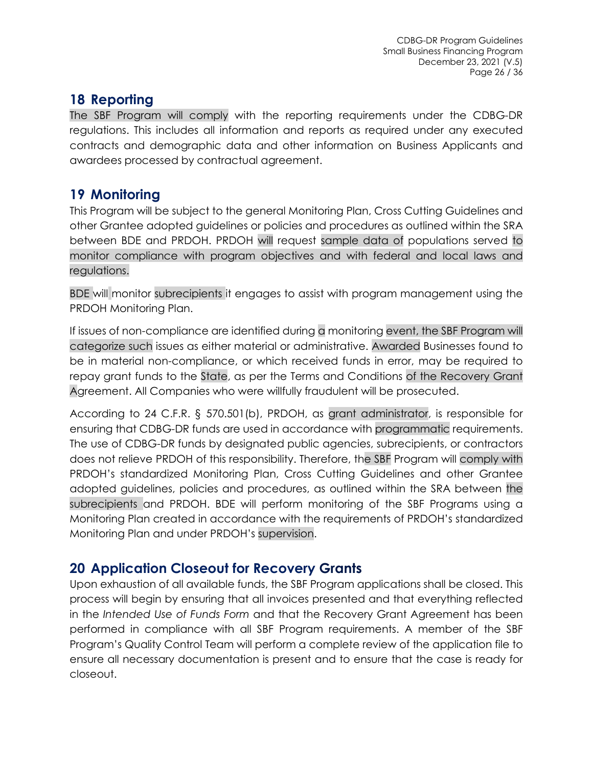## 18 Reporting

The SBF Program will comply with the reporting requirements under the CDBG-DR regulations. This includes all information and reports as required under any executed contracts and demographic data and other information on Business Applicants and awardees processed by contractual agreement.

## 19 Monitoring

This Program will be subject to the general Monitoring Plan, Cross Cutting Guidelines and other Grantee adopted guidelines or policies and procedures as outlined within the SRA between BDE and PRDOH. PRDOH will request sample data of populations served to monitor compliance with program objectives and with federal and local laws and regulations.

BDE will monitor subrecipients it engages to assist with program management using the PRDOH Monitoring Plan.

If issues of non-compliance are identified during a monitoring event, the SBF Program will categorize such issues as either material or administrative. Awarded Businesses found to be in material non-compliance, or which received funds in error, may be required to repay grant funds to the State, as per the Terms and Conditions of the Recovery Grant Agreement. All Companies who were willfully fraudulent will be prosecuted.

According to 24 C.F.R. § 570.501(b), PRDOH, as grant administrator, is responsible for ensuring that CDBG-DR funds are used in accordance with programmatic requirements. The use of CDBG-DR funds by designated public agencies, subrecipients, or contractors does not relieve PRDOH of this responsibility. Therefore, the SBF Program will comply with PRDOH's standardized Monitoring Plan, Cross Cutting Guidelines and other Grantee adopted guidelines, policies and procedures, as outlined within the SRA between the subrecipients and PRDOH. BDE will perform monitoring of the SBF Programs using a Monitoring Plan created in accordance with the requirements of PRDOH's standardized Monitoring Plan and under PRDOH's supervision.

## 20 Application Closeout for Recovery Grants

Upon exhaustion of all available funds, the SBF Program applications shall be closed. This process will begin by ensuring that all invoices presented and that everything reflected in the *Intended Use of Funds Form* and that the Recovery Grant Agreement has been performed in compliance with all SBF Program requirements. A member of the SBF Program's Quality Control Team will perform a complete review of the application file to ensure all necessary documentation is present and to ensure that the case is ready for closeout.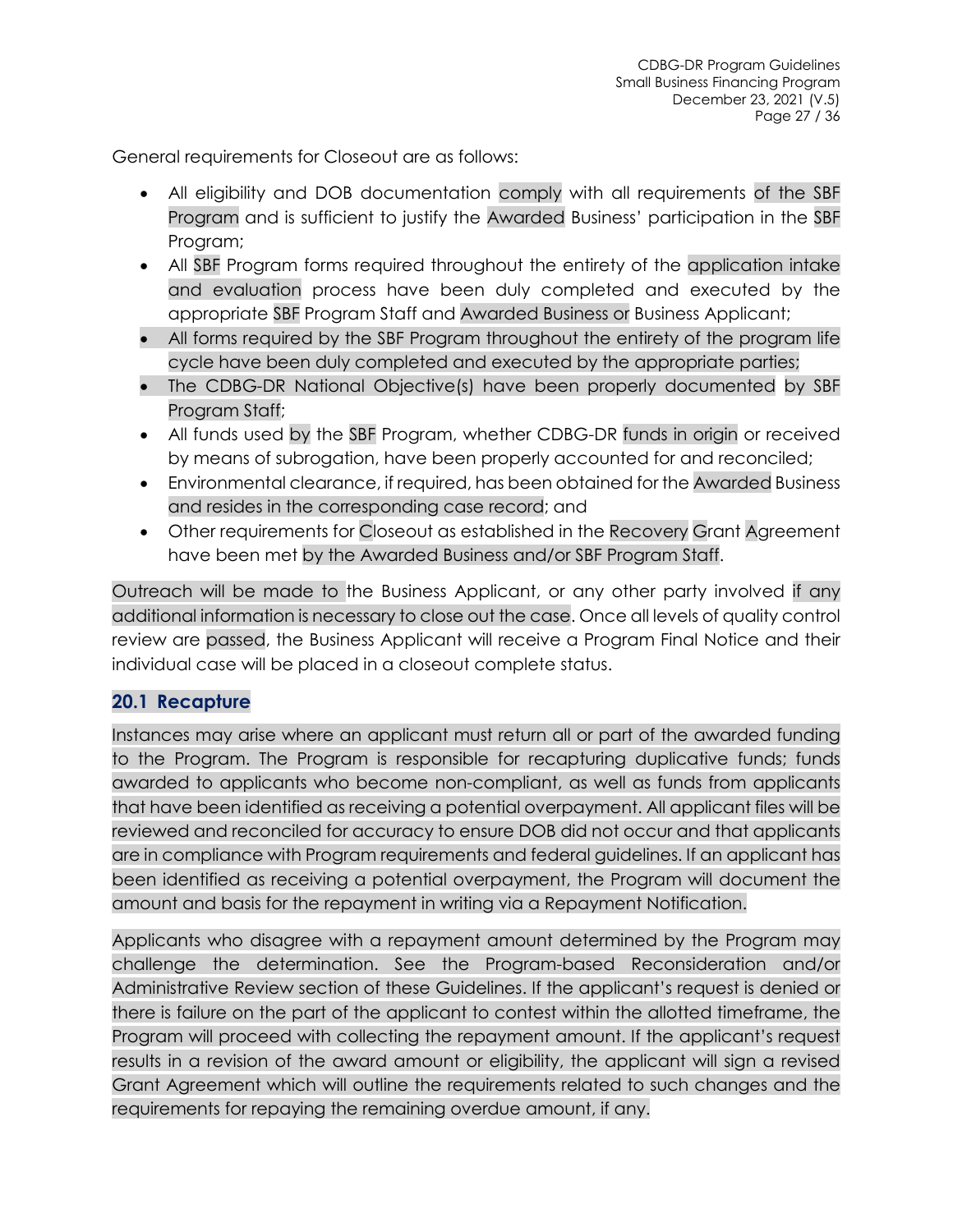General requirements for Closeout are as follows:

- All eligibility and DOB documentation comply with all requirements of the SBF Program and is sufficient to justify the Awarded Business' participation in the SBF Program;
- All SBF Program forms required throughout the entirety of the application intake and evaluation process have been duly completed and executed by the appropriate SBF Program Staff and Awarded Business or Business Applicant;
- All forms required by the SBF Program throughout the entirety of the program life cycle have been duly completed and executed by the appropriate parties;
- The CDBG-DR National Objective(s) have been properly documented by SBF Program Staff;
- All funds used by the SBF Program, whether CDBG-DR funds in origin or received by means of subrogation, have been properly accounted for and reconciled;
- Environmental clearance, if required, has been obtained for the Awarded Business and resides in the corresponding case record; and
- Other requirements for Closeout as established in the Recovery Grant Agreement have been met by the Awarded Business and/or SBF Program Staff.

Outreach will be made to the Business Applicant, or any other party involved if any additional information is necessary to close out the case. Once all levels of quality control review are passed, the Business Applicant will receive a Program Final Notice and their individual case will be placed in a closeout complete status.

## 20.1 Recapture

Instances may arise where an applicant must return all or part of the awarded funding to the Program. The Program is responsible for recapturing duplicative funds; funds awarded to applicants who become non-compliant, as well as funds from applicants that have been identified as receiving a potential overpayment. All applicant files will be reviewed and reconciled for accuracy to ensure DOB did not occur and that applicants are in compliance with Program requirements and federal guidelines. If an applicant has been identified as receiving a potential overpayment, the Program will document the amount and basis for the repayment in writing via a Repayment Notification.

Applicants who disagree with a repayment amount determined by the Program may challenge the determination. See the Program-based Reconsideration and/or Administrative Review section of these Guidelines. If the applicant's request is denied or there is failure on the part of the applicant to contest within the allotted timeframe, the Program will proceed with collecting the repayment amount. If the applicant's request results in a revision of the award amount or eligibility, the applicant will sign a revised Grant Agreement which will outline the requirements related to such changes and the requirements for repaying the remaining overdue amount, if any.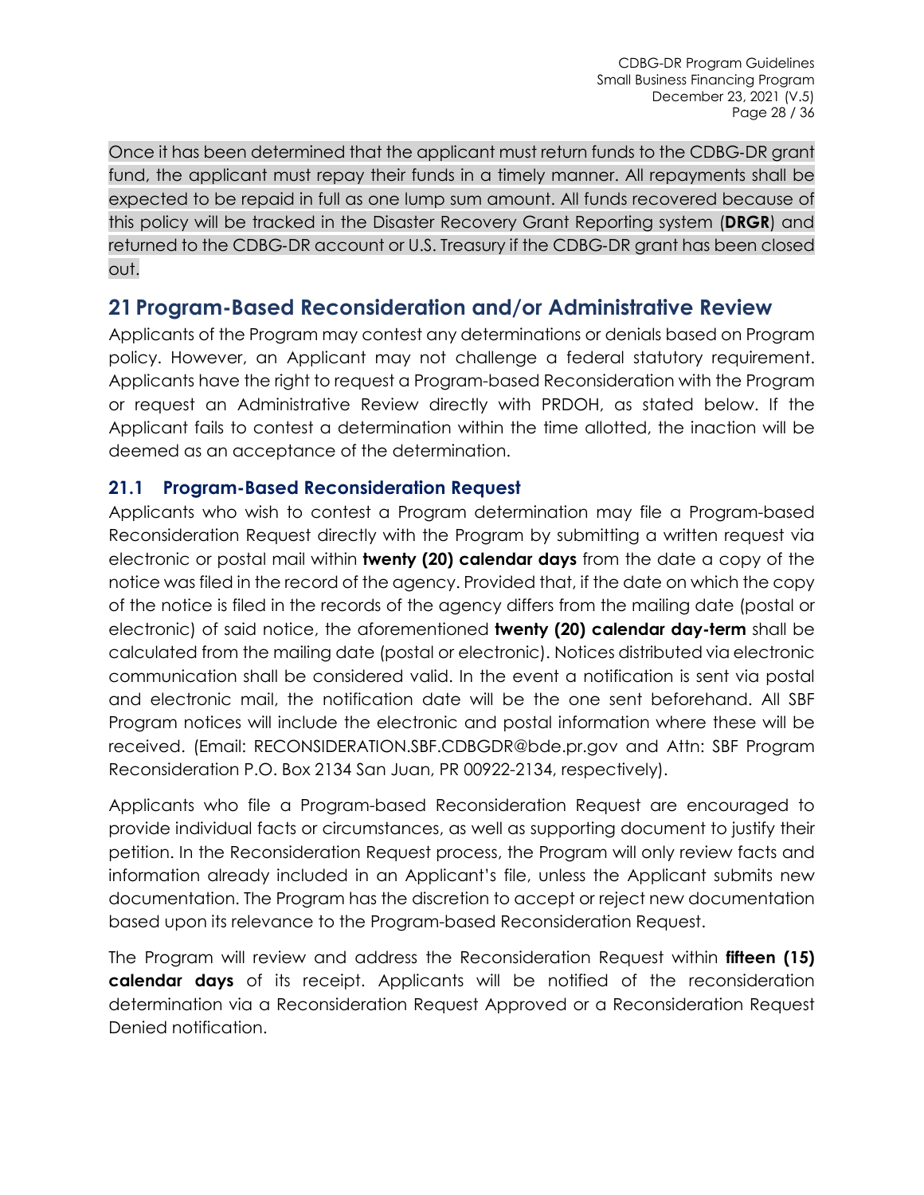Once it has been determined that the applicant must return funds to the CDBG-DR grant fund, the applicant must repay their funds in a timely manner. All repayments shall be expected to be repaid in full as one lump sum amount. All funds recovered because of this policy will be tracked in the Disaster Recovery Grant Reporting system (**DRGR**) and returned to the CDBG-DR account or U.S. Treasury if the CDBG-DR grant has been closed out.

# 21 Program-Based Reconsideration and/or Administrative Review

Applicants of the Program may contest any determinations or denials based on Program policy. However, an Applicant may not challenge a federal statutory requirement. Applicants have the right to request a Program-based Reconsideration with the Program or request an Administrative Review directly with PRDOH, as stated below. If the Applicant fails to contest a determination within the time allotted, the inaction will be deemed as an acceptance of the determination.

## 21.1 Program-Based Reconsideration Request

Applicants who wish to contest a Program determination may file a Program-based Reconsideration Request directly with the Program by submitting a written request via electronic or postal mail within **twenty (20) calendar days** from the date a copy of the notice was filed in the record of the agency. Provided that, if the date on which the copy of the notice is filed in the records of the agency differs from the mailing date (postal or electronic) of said notice, the aforementioned **twenty (20) calendar day-term** shall be calculated from the mailing date (postal or electronic). Notices distributed via electronic communication shall be considered valid. In the event a notification is sent via postal and electronic mail, the notification date will be the one sent beforehand. All SBF Program notices will include the electronic and postal information where these will be received. (Email: RECONSIDERATION.SBF.CDBGDR@bde.pr.gov and Attn: SBF Program Reconsideration P.O. Box 2134 San Juan, PR 00922-2134, respectively).

Applicants who file a Program-based Reconsideration Request are encouraged to provide individual facts or circumstances, as well as supporting document to justify their petition. In the Reconsideration Request process, the Program will only review facts and information already included in an Applicant's file, unless the Applicant submits new documentation. The Program has the discretion to accept or reject new documentation based upon its relevance to the Program-based Reconsideration Request.

The Program will review and address the Reconsideration Request within **fifteen (15) calendar days** of its receipt. Applicants will be notified of the reconsideration determination via a Reconsideration Request Approved or a Reconsideration Request Denied notification.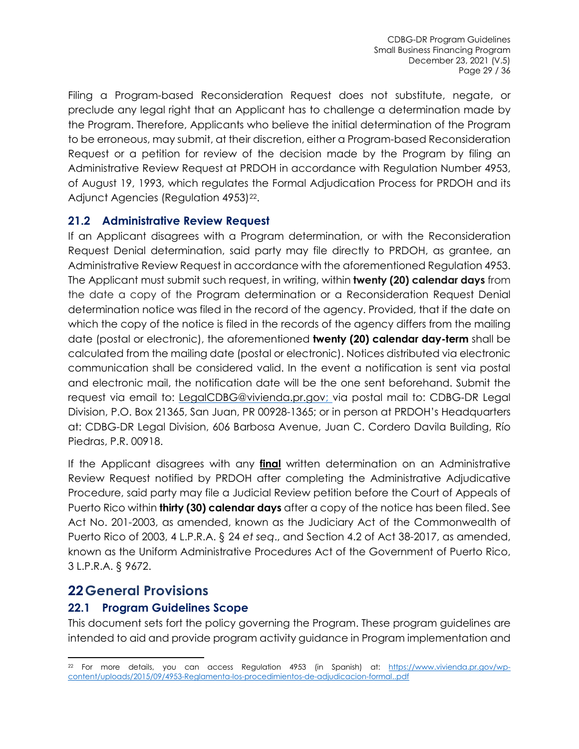Filing a Program-based Reconsideration Request does not substitute, negate, or preclude any legal right that an Applicant has to challenge a determination made by the Program. Therefore, Applicants who believe the initial determination of the Program to be erroneous, may submit, at their discretion, either a Program-based Reconsideration Request or a petition for review of the decision made by the Program by filing an Administrative Review Request at PRDOH in accordance with Regulation Number 4953, of August 19, 1993, which regulates the Formal Adjudication Process for PRDOH and its Adjunct Agencies (Regulation 4953)[22].

### 21.2 Administrative Review Request

If an Applicant disagrees with a Program determination, or with the Reconsideration Request Denial determination, said party may file directly to PRDOH, as grantee, an Administrative Review Request in accordance with the aforementioned Regulation 4953. The Applicant must submit such request, in writing, within **twenty (20) calendar days** from the date a copy of the Program determination or a Reconsideration Request Denial determination notice was filed in the record of the agency. Provided, that if the date on which the copy of the notice is filed in the records of the agency differs from the mailing date (postal or electronic), the aforementioned **twenty (20) calendar day-term** shall be calculated from the mailing date (postal or electronic). Notices distributed via electronic communication shall be considered valid. In the event a notification is sent via postal and electronic mail, the notification date will be the one sent beforehand. Submit the request via email to: LegalCDBG@vivienda.pr.gov; via postal mail to: CDBG-DR Legal Division, P.O. Box 21365, San Juan, PR 00928-1365; or in person at PRDOH's Headquarters at: CDBG-DR Legal Division, 606 Barbosa Avenue, Juan C. Cordero Davila Building, Río Piedras, P.R. 00918.

If the Applicant disagrees with any **final** written determination on an Administrative Review Request notified by PRDOH after completing the Administrative Adjudicative Procedure, said party may file a Judicial Review petition before the Court of Appeals of Puerto Rico within **thirty (30) calendar days** after a copy of the notice has been filed. See Act No. 201-2003, as amended, known as the Judiciary Act of the Commonwealth of Puerto Rico of 2003, 4 L.P.R.A. § 24 *et seq*., and Section 4.2 of Act 38-2017, as amended, known as the Uniform Administrative Procedures Act of the Government of Puerto Rico, 3 L.P.R.A. § 9672.

## 22 General Provisions

### 22.1 Program Guidelines Scope

This document sets fort the policy governing the Program. These program guidelines are intended to aid and provide program activity guidance in Program implementation and

---

[22] For more details, you can access Regulation 4953 (in Spanish) at: https://www.vivienda.pr.gov/wp-content/uploads/2015/09/4953-Reglamenta-los-procedimientos-de-adjudicacion-formal..pdf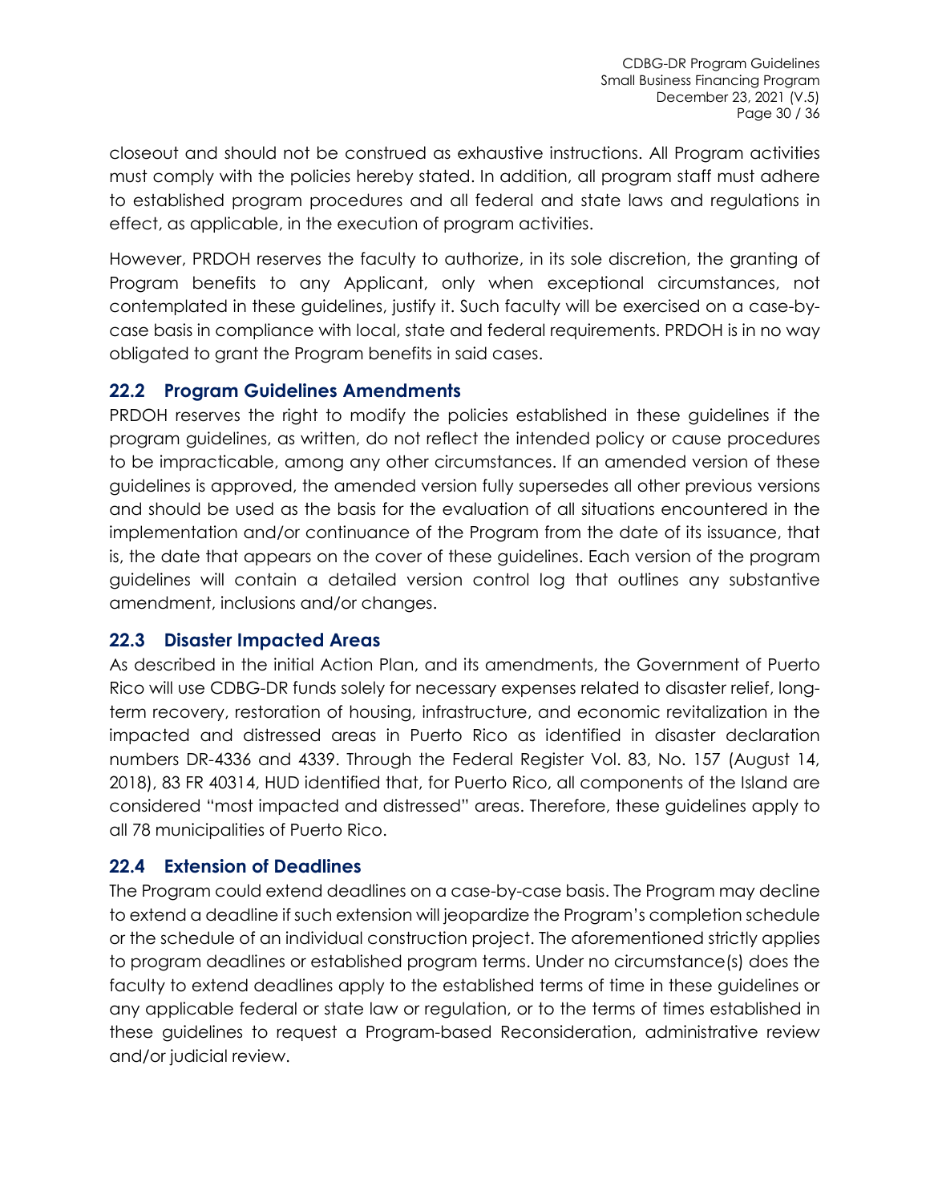closeout and should not be construed as exhaustive instructions. All Program activities must comply with the policies hereby stated. In addition, all program staff must adhere to established program procedures and all federal and state laws and regulations in effect, as applicable, in the execution of program activities.

However, PRDOH reserves the faculty to authorize, in its sole discretion, the granting of Program benefits to any Applicant, only when exceptional circumstances, not contemplated in these guidelines, justify it. Such faculty will be exercised on a case-by-case basis in compliance with local, state and federal requirements. PRDOH is in no way obligated to grant the Program benefits in said cases.

## 22.2 Program Guidelines Amendments

PRDOH reserves the right to modify the policies established in these guidelines if the program guidelines, as written, do not reflect the intended policy or cause procedures to be impracticable, among any other circumstances. If an amended version of these guidelines is approved, the amended version fully supersedes all other previous versions and should be used as the basis for the evaluation of all situations encountered in the implementation and/or continuance of the Program from the date of its issuance, that is, the date that appears on the cover of these guidelines. Each version of the program guidelines will contain a detailed version control log that outlines any substantive amendment, inclusions and/or changes.

## 22.3 Disaster Impacted Areas

As described in the initial Action Plan, and its amendments, the Government of Puerto Rico will use CDBG-DR funds solely for necessary expenses related to disaster relief, long-term recovery, restoration of housing, infrastructure, and economic revitalization in the impacted and distressed areas in Puerto Rico as identified in disaster declaration numbers DR-4336 and 4339. Through the Federal Register Vol. 83, No. 157 (August 14, 2018), 83 FR 40314, HUD identified that, for Puerto Rico, all components of the Island are considered "most impacted and distressed" areas. Therefore, these guidelines apply to all 78 municipalities of Puerto Rico.

## 22.4 Extension of Deadlines

The Program could extend deadlines on a case-by-case basis. The Program may decline to extend a deadline if such extension will jeopardize the Program's completion schedule or the schedule of an individual construction project. The aforementioned strictly applies to program deadlines or established program terms. Under no circumstance(s) does the faculty to extend deadlines apply to the established terms of time in these guidelines or any applicable federal or state law or regulation, or to the terms of times established in these guidelines to request a Program-based Reconsideration, administrative review and/or judicial review.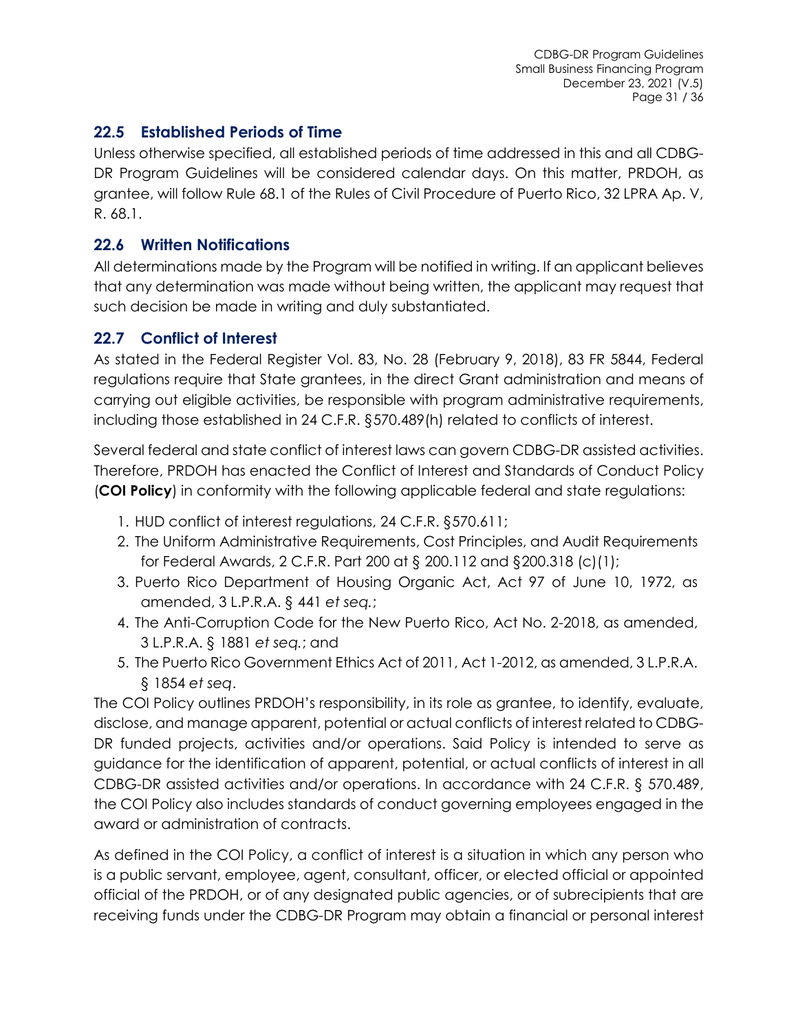## 22.5 Established Periods of Time

Unless otherwise specified, all established periods of time addressed in this and all CDBG-DR Program Guidelines will be considered calendar days. On this matter, PRDOH, as grantee, will follow Rule 68.1 of the Rules of Civil Procedure of Puerto Rico, 32 LPRA Ap. V, R. 68.1.

## 22.6 Written Notifications

All determinations made by the Program will be notified in writing. If an applicant believes that any determination was made without being written, the applicant may request that such decision be made in writing and duly substantiated.

## 22.7 Conflict of Interest

As stated in the Federal Register Vol. 83, No. 28 (February 9, 2018), 83 FR 5844, Federal regulations require that State grantees, in the direct Grant administration and means of carrying out eligible activities, be responsible with program administrative requirements, including those established in 24 C.F.R. §570.489(h) related to conflicts of interest.

Several federal and state conflict of interest laws can govern CDBG-DR assisted activities. Therefore, PRDOH has enacted the Conflict of Interest and Standards of Conduct Policy (**COI Policy**) in conformity with the following applicable federal and state regulations:

1. HUD conflict of interest regulations, 24 C.F.R. §570.611;
2. The Uniform Administrative Requirements, Cost Principles, and Audit Requirements for Federal Awards, 2 C.F.R. Part 200 at § 200.112 and §200.318 (c)(1);
3. Puerto Rico Department of Housing Organic Act, Act 97 of June 10, 1972, as amended, 3 L.P.R.A. § 441 *et seq.*;
4. The Anti-Corruption Code for the New Puerto Rico, Act No. 2-2018, as amended, 3 L.P.R.A. § 1881 *et seq.*; and
5. The Puerto Rico Government Ethics Act of 2011, Act 1-2012, as amended, 3 L.P.R.A. § 1854 *et seq*.

The COI Policy outlines PRDOH's responsibility, in its role as grantee, to identify, evaluate, disclose, and manage apparent, potential or actual conflicts of interest related to CDBG-DR funded projects, activities and/or operations. Said Policy is intended to serve as guidance for the identification of apparent, potential, or actual conflicts of interest in all CDBG-DR assisted activities and/or operations. In accordance with 24 C.F.R. § 570.489, the COI Policy also includes standards of conduct governing employees engaged in the award or administration of contracts.

As defined in the COI Policy, a conflict of interest is a situation in which any person who is a public servant, employee, agent, consultant, officer, or elected official or appointed official of the PRDOH, or of any designated public agencies, or of subrecipients that are receiving funds under the CDBG-DR Program may obtain a financial or personal interest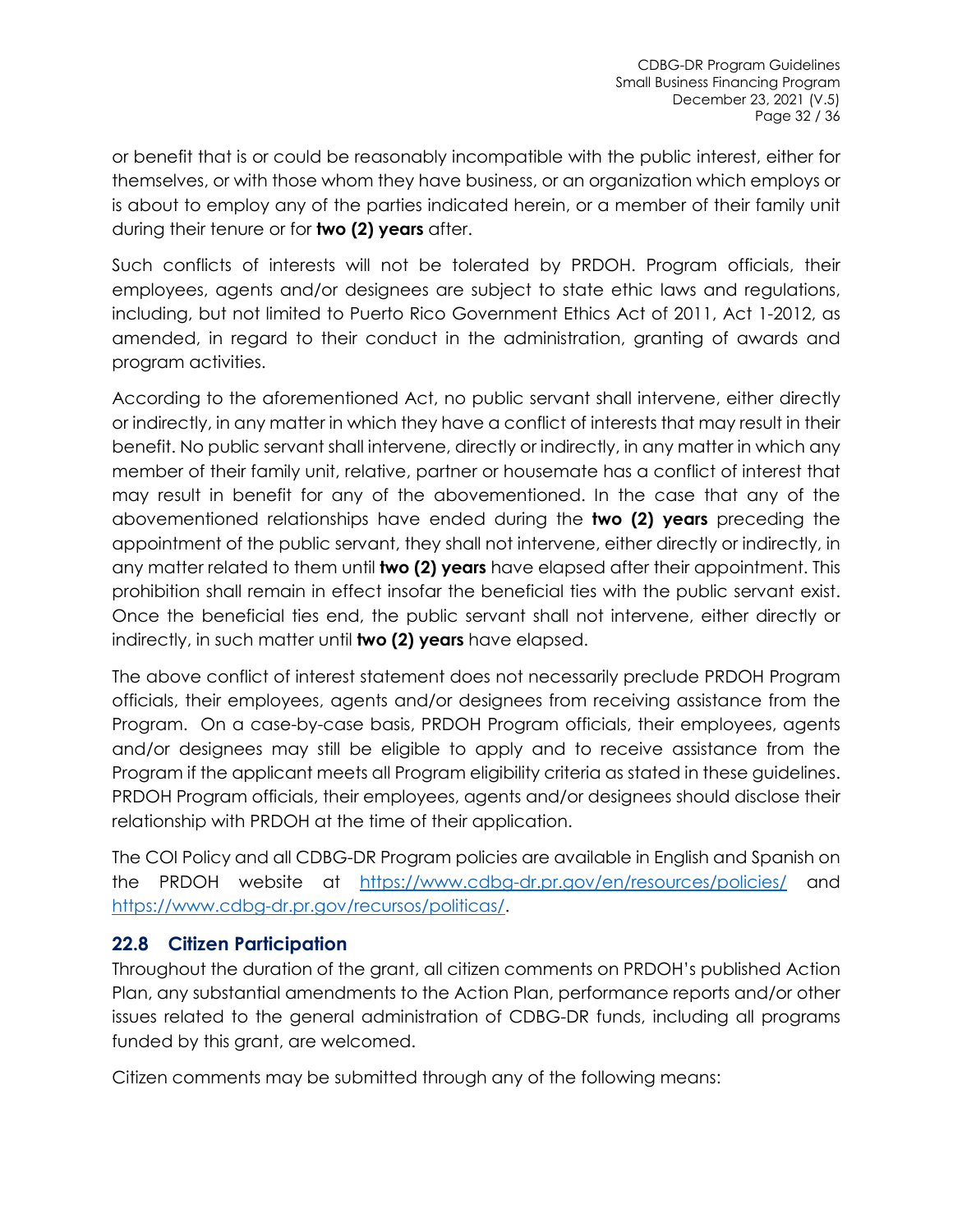or benefit that is or could be reasonably incompatible with the public interest, either for themselves, or with those whom they have business, or an organization which employs or is about to employ any of the parties indicated herein, or a member of their family unit during their tenure or for **two (2) years** after.

Such conflicts of interests will not be tolerated by PRDOH. Program officials, their employees, agents and/or designees are subject to state ethic laws and regulations, including, but not limited to Puerto Rico Government Ethics Act of 2011, Act 1-2012, as amended, in regard to their conduct in the administration, granting of awards and program activities.

According to the aforementioned Act, no public servant shall intervene, either directly or indirectly, in any matter in which they have a conflict of interests that may result in their benefit. No public servant shall intervene, directly or indirectly, in any matter in which any member of their family unit, relative, partner or housemate has a conflict of interest that may result in benefit for any of the abovementioned. In the case that any of the abovementioned relationships have ended during the **two (2) years** preceding the appointment of the public servant, they shall not intervene, either directly or indirectly, in any matter related to them until **two (2) years** have elapsed after their appointment. This prohibition shall remain in effect insofar the beneficial ties with the public servant exist. Once the beneficial ties end, the public servant shall not intervene, either directly or indirectly, in such matter until **two (2) years** have elapsed.

The above conflict of interest statement does not necessarily preclude PRDOH Program officials, their employees, agents and/or designees from receiving assistance from the Program. On a case-by-case basis, PRDOH Program officials, their employees, agents and/or designees may still be eligible to apply and to receive assistance from the Program if the applicant meets all Program eligibility criteria as stated in these guidelines. PRDOH Program officials, their employees, agents and/or designees should disclose their relationship with PRDOH at the time of their application.

The COI Policy and all CDBG-DR Program policies are available in English and Spanish on the PRDOH website at https://www.cdbg-dr.pr.gov/en/resources/policies/ and https://www.cdbg-dr.pr.gov/recursos/politicas/.

## 22.8 Citizen Participation

Throughout the duration of the grant, all citizen comments on PRDOH's published Action Plan, any substantial amendments to the Action Plan, performance reports and/or other issues related to the general administration of CDBG-DR funds, including all programs funded by this grant, are welcomed.

Citizen comments may be submitted through any of the following means: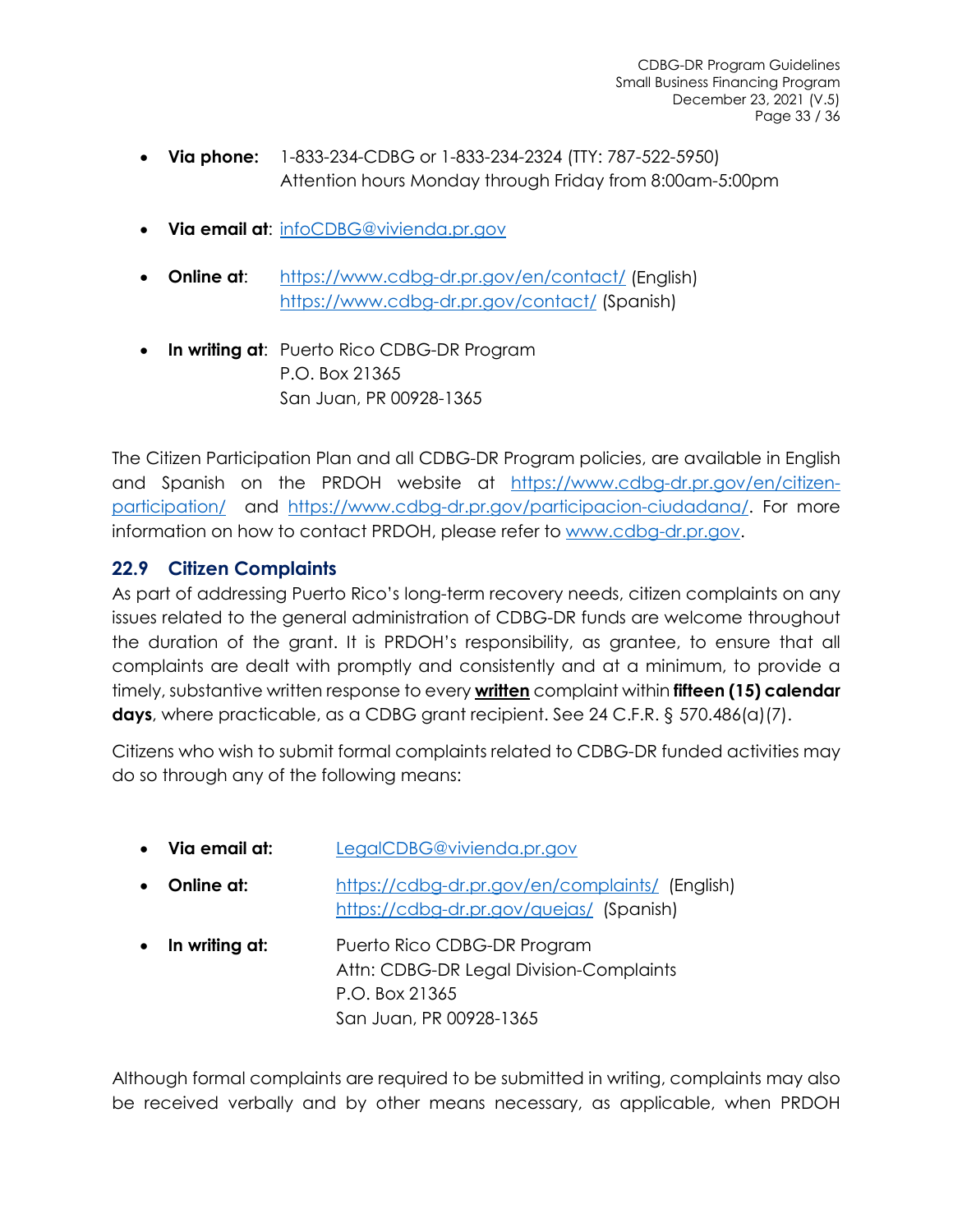- **Via phone:** 1-833-234-CDBG or 1-833-234-2324 (TTY: 787-522-5950)
  Attention hours Monday through Friday from 8:00am-5:00pm

- **Via email at**: infoCDBG@vivienda.pr.gov

- **Online at**: https://www.cdbg-dr.pr.gov/en/contact/ (English)
  https://www.cdbg-dr.pr.gov/contact/ (Spanish)

- **In writing at**: Puerto Rico CDBG-DR Program
  P.O. Box 21365
  San Juan, PR 00928-1365

The Citizen Participation Plan and all CDBG-DR Program policies, are available in English and Spanish on the PRDOH website at https://www.cdbg-dr.pr.gov/en/citizen-participation/ and https://www.cdbg-dr.pr.gov/participacion-ciudadana/. For more information on how to contact PRDOH, please refer to www.cdbg-dr.pr.gov.

## 22.9 Citizen Complaints

As part of addressing Puerto Rico's long-term recovery needs, citizen complaints on any issues related to the general administration of CDBG-DR funds are welcome throughout the duration of the grant. It is PRDOH's responsibility, as grantee, to ensure that all complaints are dealt with promptly and consistently and at a minimum, to provide a timely, substantive written response to every **written** complaint within **fifteen (15) calendar days**, where practicable, as a CDBG grant recipient. See 24 C.F.R. § 570.486(a)(7).

Citizens who wish to submit formal complaints related to CDBG-DR funded activities may do so through any of the following means:

- **Via email at:** LegalCDBG@vivienda.pr.gov
- **Online at:** https://cdbg-dr.pr.gov/en/complaints/ (English)
  https://cdbg-dr.pr.gov/quejas/ (Spanish)
- **In writing at:** Puerto Rico CDBG-DR Program
  Attn: CDBG-DR Legal Division-Complaints
  P.O. Box 21365
  San Juan, PR 00928-1365

Although formal complaints are required to be submitted in writing, complaints may also be received verbally and by other means necessary, as applicable, when PRDOH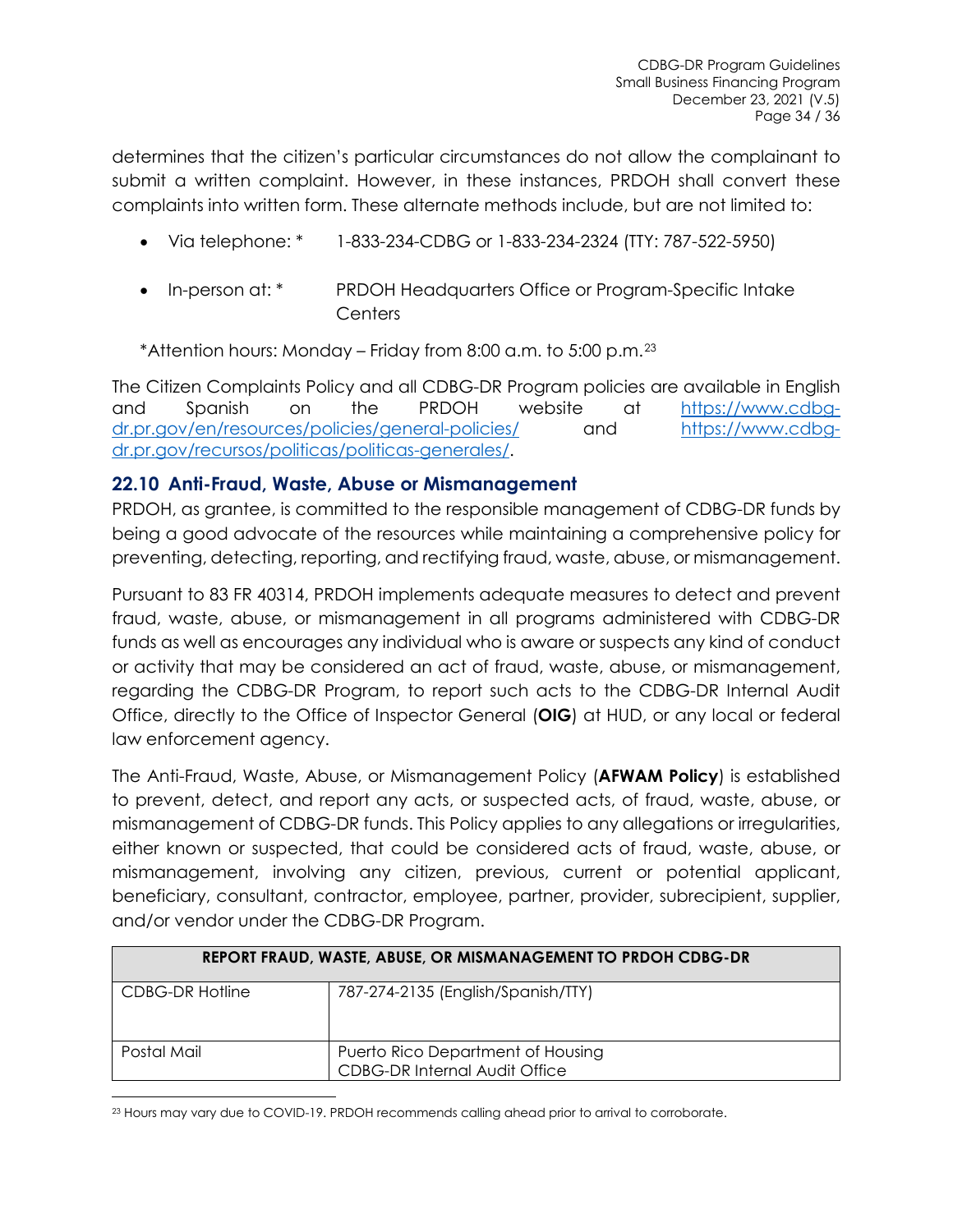determines that the citizen's particular circumstances do not allow the complainant to submit a written complaint. However, in these instances, PRDOH shall convert these complaints into written form. These alternate methods include, but are not limited to:

- Via telephone: * 1-833-234-CDBG or 1-833-234-2324 (TTY: 787-522-5950)
- In-person at: * PRDOH Headquarters Office or Program-Specific Intake Centers

*Attention hours: Monday – Friday from 8:00 a.m. to 5:00 p.m.[23]

The Citizen Complaints Policy and all CDBG-DR Program policies are available in English and Spanish on the PRDOH website at https://www.cdbg-dr.pr.gov/en/resources/policies/general-policies/ and https://www.cdbg-dr.pr.gov/recursos/politicas/politicas-generales/.

## 22.10 Anti-Fraud, Waste, Abuse or Mismanagement

PRDOH, as grantee, is committed to the responsible management of CDBG-DR funds by being a good advocate of the resources while maintaining a comprehensive policy for preventing, detecting, reporting, and rectifying fraud, waste, abuse, or mismanagement.

Pursuant to 83 FR 40314, PRDOH implements adequate measures to detect and prevent fraud, waste, abuse, or mismanagement in all programs administered with CDBG-DR funds as well as encourages any individual who is aware or suspects any kind of conduct or activity that may be considered an act of fraud, waste, abuse, or mismanagement, regarding the CDBG-DR Program, to report such acts to the CDBG-DR Internal Audit Office, directly to the Office of Inspector General (**OIG**) at HUD, or any local or federal law enforcement agency.

The Anti-Fraud, Waste, Abuse, or Mismanagement Policy (**AFWAM Policy**) is established to prevent, detect, and report any acts, or suspected acts, of fraud, waste, abuse, or mismanagement of CDBG-DR funds. This Policy applies to any allegations or irregularities, either known or suspected, that could be considered acts of fraud, waste, abuse, or mismanagement, involving any citizen, previous, current or potential applicant, beneficiary, consultant, contractor, employee, partner, provider, subrecipient, supplier, and/or vendor under the CDBG-DR Program.

| REPORT FRAUD, WASTE, ABUSE, OR MISMANAGEMENT TO PRDOH CDBG-DR | |
|---|---|
| CDBG-DR Hotline | 787-274-2135 (English/Spanish/TTY) |
| Postal Mail | Puerto Rico Department of Housing<br>CDBG-DR Internal Audit Office |

[23] Hours may vary due to COVID-19. PRDOH recommends calling ahead prior to arrival to corroborate.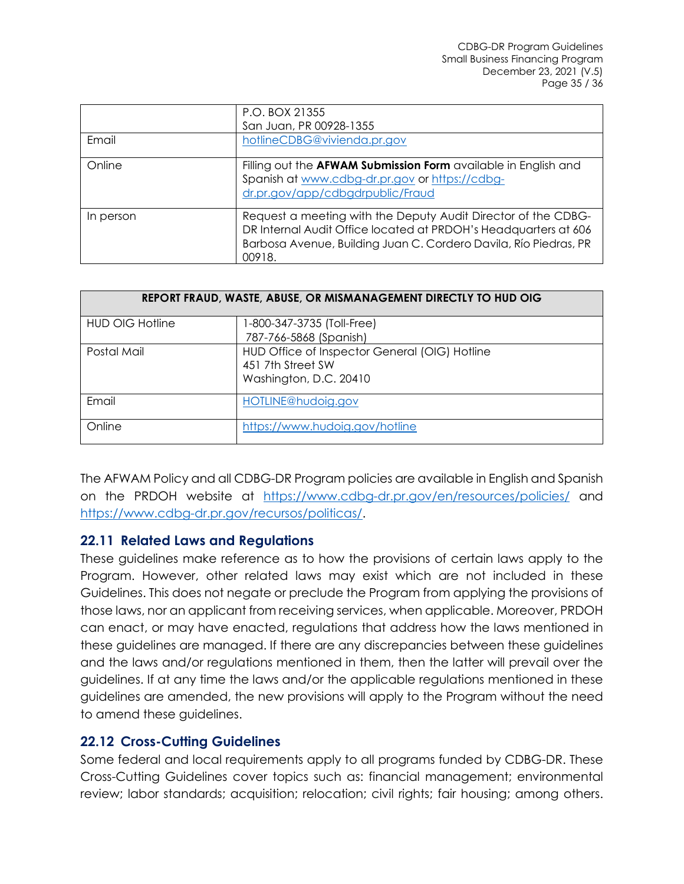| | |
|---|---|
| | P.O. BOX 21355<br>San Juan, PR 00928-1355 |
| Email | hotlineCDBG@vivienda.pr.gov |
| Online | Filling out the **AFWAM Submission Form** available in English and Spanish at www.cdbg-dr.pr.gov or https://cdbg-dr.pr.gov/app/cdbgdrpublic/Fraud |
| In person | Request a meeting with the Deputy Audit Director of the CDBG-DR Internal Audit Office located at PRDOH's Headquarters at 606 Barbosa Avenue, Building Juan C. Cordero Davila, Río Piedras, PR 00918. |

| REPORT FRAUD, WASTE, ABUSE, OR MISMANAGEMENT DIRECTLY TO HUD OIG | |
|---|---|
| HUD OIG Hotline | 1-800-347-3735 (Toll-Free)<br>787-766-5868 (Spanish) |
| Postal Mail | HUD Office of Inspector General (OIG) Hotline<br>451 7th Street SW<br>Washington, D.C. 20410 |
| Email | HOTLINE@hudoig.gov |
| Online | https://www.hudoig.gov/hotline |

The AFWAM Policy and all CDBG-DR Program policies are available in English and Spanish on the PRDOH website at https://www.cdbg-dr.pr.gov/en/resources/policies/ and https://www.cdbg-dr.pr.gov/recursos/politicas/.

## 22.11 Related Laws and Regulations

These guidelines make reference as to how the provisions of certain laws apply to the Program. However, other related laws may exist which are not included in these Guidelines. This does not negate or preclude the Program from applying the provisions of those laws, nor an applicant from receiving services, when applicable. Moreover, PRDOH can enact, or may have enacted, regulations that address how the laws mentioned in these guidelines are managed. If there are any discrepancies between these guidelines and the laws and/or regulations mentioned in them, then the latter will prevail over the guidelines. If at any time the laws and/or the applicable regulations mentioned in these guidelines are amended, the new provisions will apply to the Program without the need to amend these guidelines.

## 22.12 Cross-Cutting Guidelines

Some federal and local requirements apply to all programs funded by CDBG-DR. These Cross-Cutting Guidelines cover topics such as: financial management; environmental review; labor standards; acquisition; relocation; civil rights; fair housing; among others.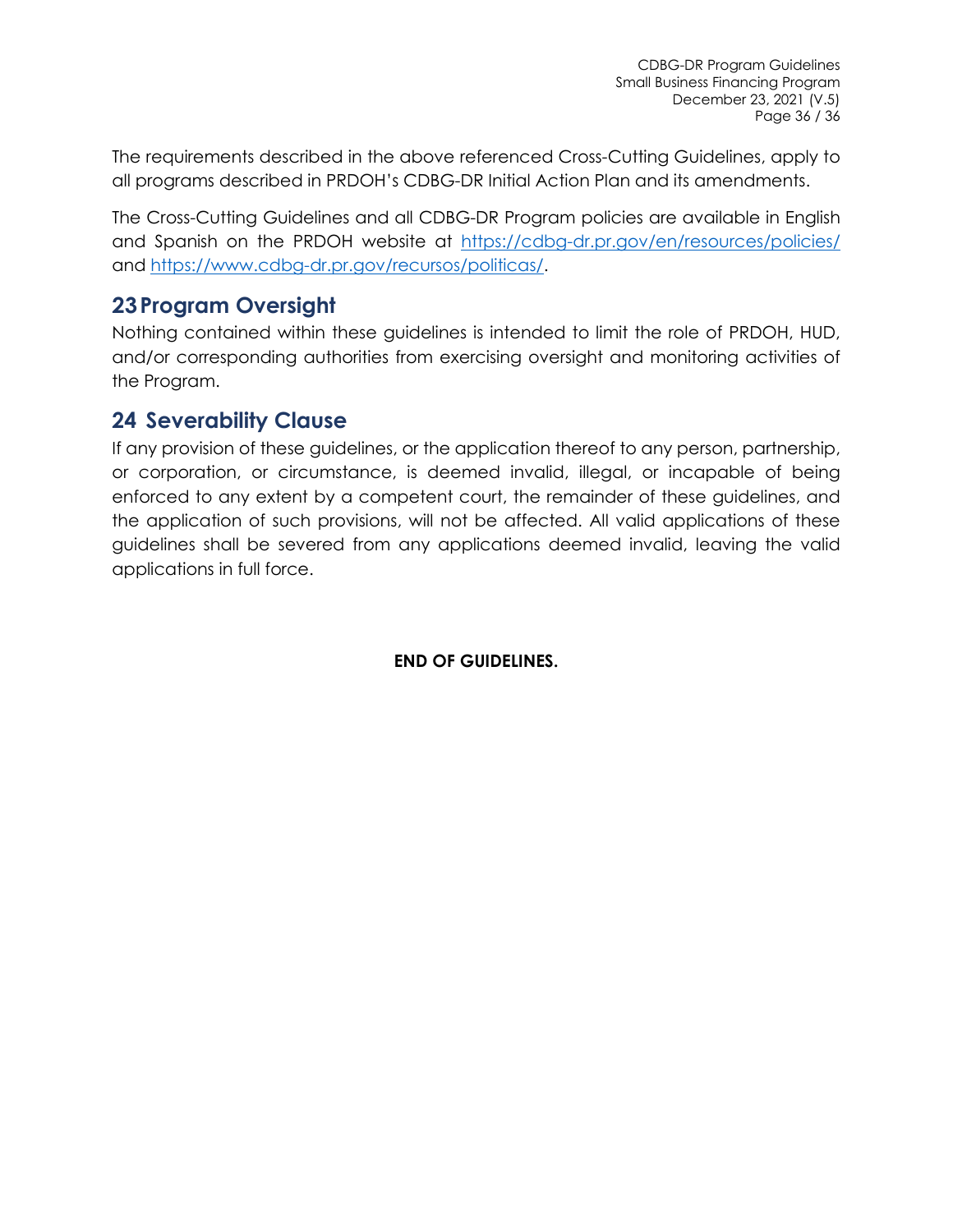The requirements described in the above referenced Cross-Cutting Guidelines, apply to all programs described in PRDOH's CDBG-DR Initial Action Plan and its amendments.

The Cross-Cutting Guidelines and all CDBG-DR Program policies are available in English and Spanish on the PRDOH website at https://cdbg-dr.pr.gov/en/resources/policies/ and https://www.cdbg-dr.pr.gov/recursos/politicas/.

# 23 Program Oversight

Nothing contained within these guidelines is intended to limit the role of PRDOH, HUD, and/or corresponding authorities from exercising oversight and monitoring activities of the Program.

# 24 Severability Clause

If any provision of these guidelines, or the application thereof to any person, partnership, or corporation, or circumstance, is deemed invalid, illegal, or incapable of being enforced to any extent by a competent court, the remainder of these guidelines, and the application of such provisions, will not be affected. All valid applications of these guidelines shall be severed from any applications deemed invalid, leaving the valid applications in full force.

**END OF GUIDELINES.**